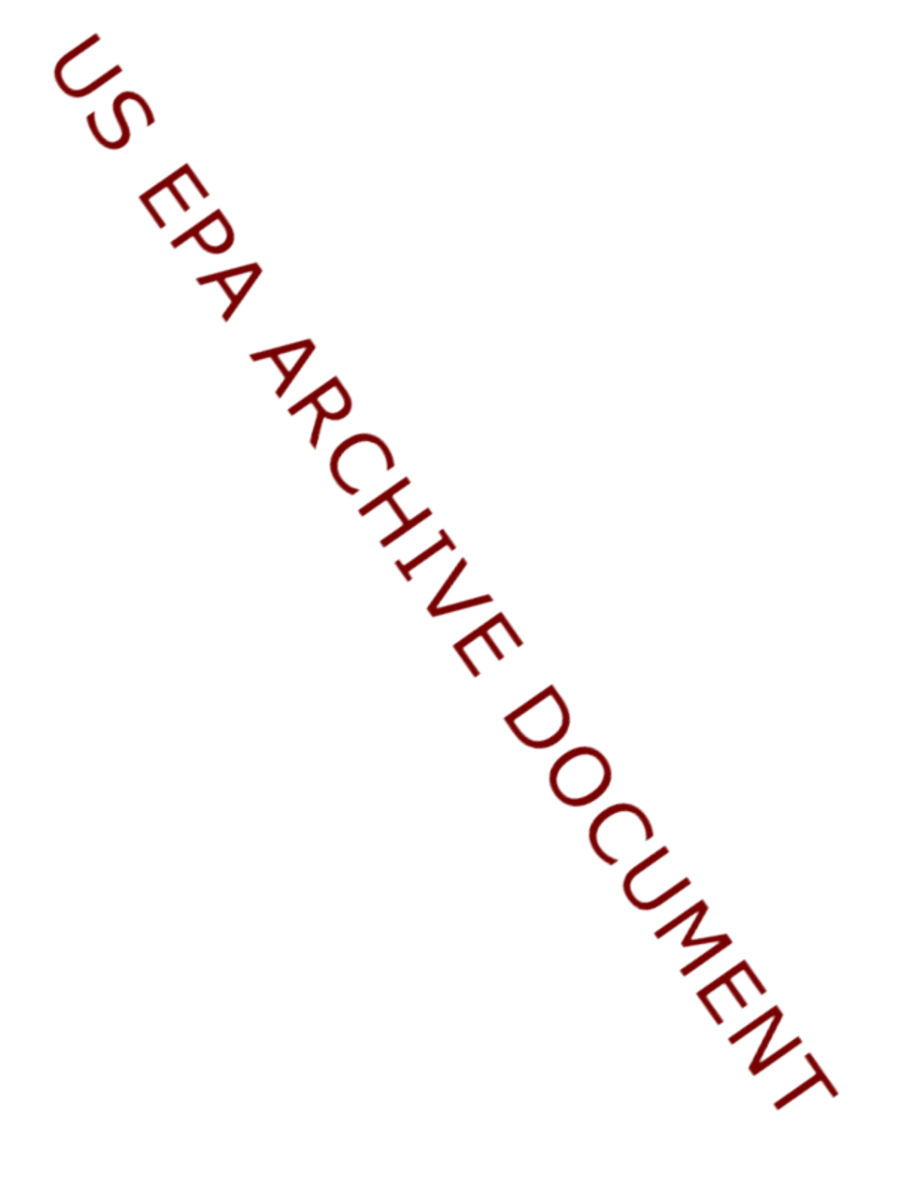US EPA ARCHIVE DOCUMENT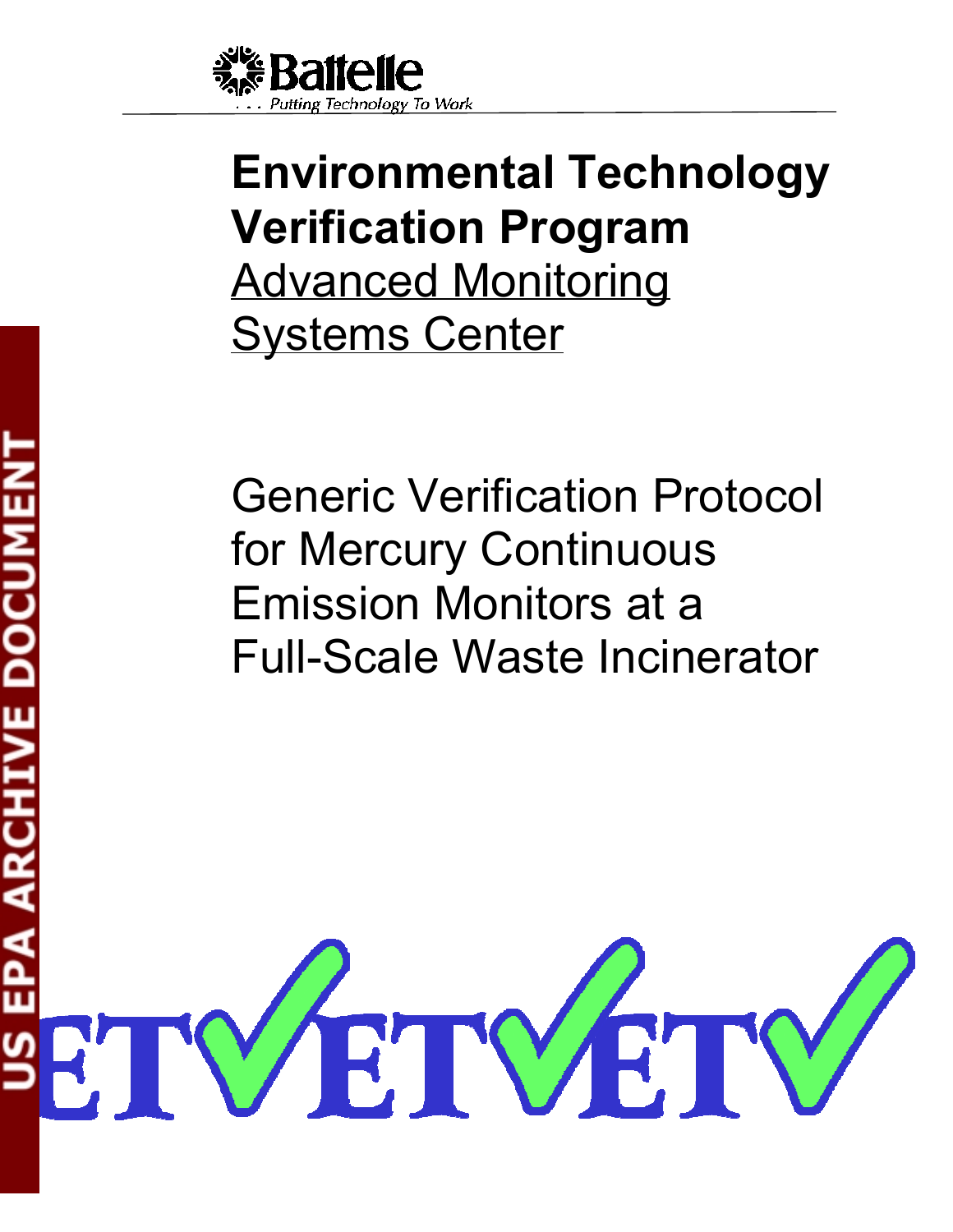Battelle
. . . Putting Technology To Work

# Environmental Technology Verification Program

Advanced Monitoring Systems Center

## Generic Verification Protocol for Mercury Continuous Emission Monitors at a Full-Scale Waste Incinerator

US EPA ARCHIVE DOCUMENT

ETV ETV ETV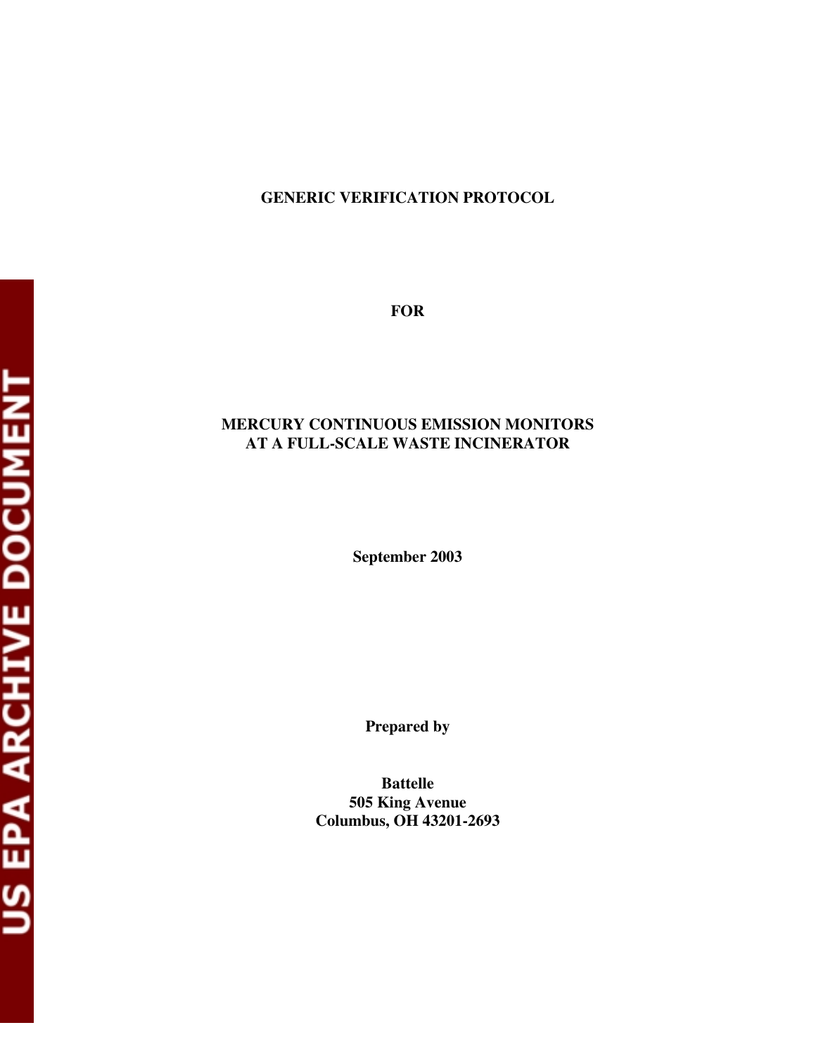**GENERIC VERIFICATION PROTOCOL**

**FOR**

**MERCURY CONTINUOUS EMISSION MONITORS AT A FULL-SCALE WASTE INCINERATOR**

**September 2003**

**Prepared by**

**Battelle**
**505 King Avenue**
**Columbus, OH 43201-2693**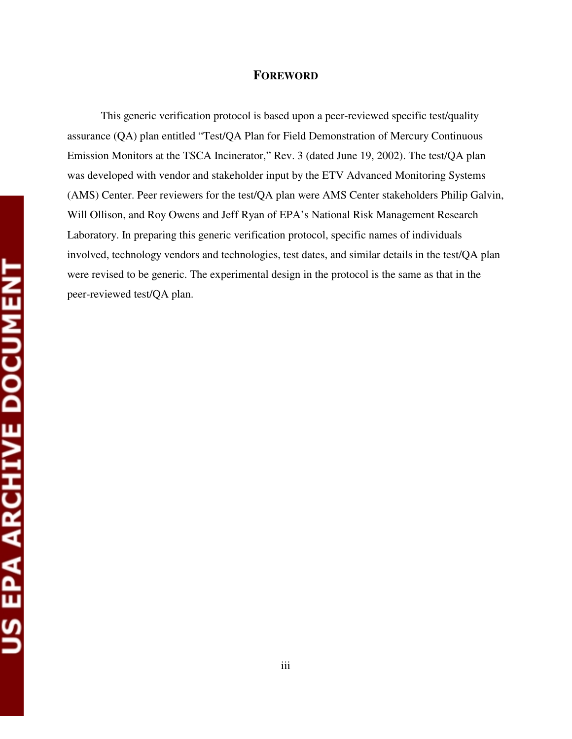# FOREWORD

This generic verification protocol is based upon a peer-reviewed specific test/quality assurance (QA) plan entitled "Test/QA Plan for Field Demonstration of Mercury Continuous Emission Monitors at the TSCA Incinerator," Rev. 3 (dated June 19, 2002). The test/QA plan was developed with vendor and stakeholder input by the ETV Advanced Monitoring Systems (AMS) Center. Peer reviewers for the test/QA plan were AMS Center stakeholders Philip Galvin, Will Ollison, and Roy Owens and Jeff Ryan of EPA's National Risk Management Research Laboratory. In preparing this generic verification protocol, specific names of individuals involved, technology vendors and technologies, test dates, and similar details in the test/QA plan were revised to be generic. The experimental design in the protocol is the same as that in the peer-reviewed test/QA plan.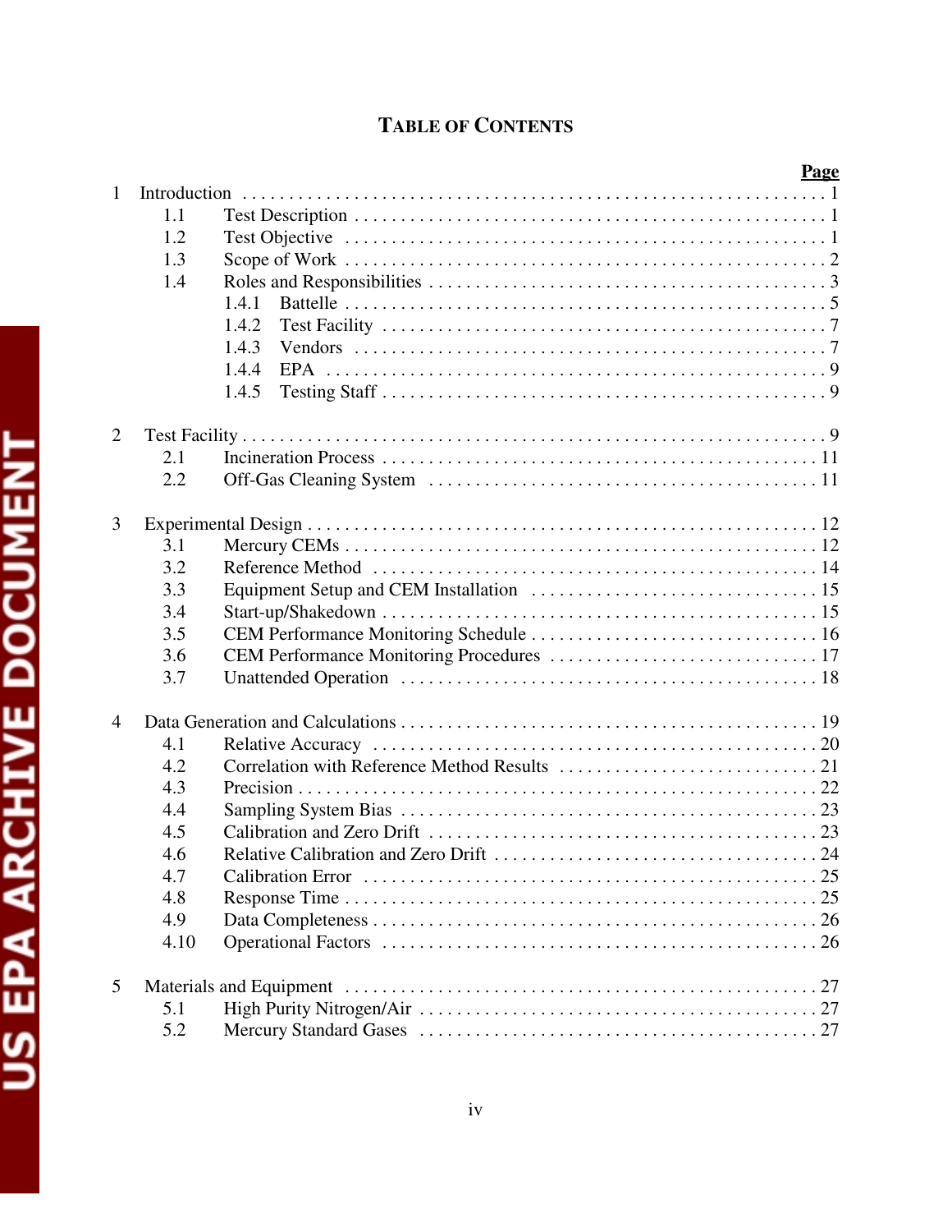## TABLE OF CONTENTS

| | | Page |
|---|---|---|
| 1 | Introduction | 1 |
| | 1.1 Test Description | 1 |
| | 1.2 Test Objective | 1 |
| | 1.3 Scope of Work | 2 |
| | 1.4 Roles and Responsibilities | 3 |
| | 1.4.1 Battelle | 5 |
| | 1.4.2 Test Facility | 7 |
| | 1.4.3 Vendors | 7 |
| | 1.4.4 EPA | 9 |
| | 1.4.5 Testing Staff | 9 |
| 2 | Test Facility | 9 |
| | 2.1 Incineration Process | 11 |
| | 2.2 Off-Gas Cleaning System | 11 |
| 3 | Experimental Design | 12 |
| | 3.1 Mercury CEMs | 12 |
| | 3.2 Reference Method | 14 |
| | 3.3 Equipment Setup and CEM Installation | 15 |
| | 3.4 Start-up/Shakedown | 15 |
| | 3.5 CEM Performance Monitoring Schedule | 16 |
| | 3.6 CEM Performance Monitoring Procedures | 17 |
| | 3.7 Unattended Operation | 18 |
| 4 | Data Generation and Calculations | 19 |
| | 4.1 Relative Accuracy | 20 |
| | 4.2 Correlation with Reference Method Results | 21 |
| | 4.3 Precision | 22 |
| | 4.4 Sampling System Bias | 23 |
| | 4.5 Calibration and Zero Drift | 23 |
| | 4.6 Relative Calibration and Zero Drift | 24 |
| | 4.7 Calibration Error | 25 |
| | 4.8 Response Time | 25 |
| | 4.9 Data Completeness | 26 |
| | 4.10 Operational Factors | 26 |
| 5 | Materials and Equipment | 27 |
| | 5.1 High Purity Nitrogen/Air | 27 |
| | 5.2 Mercury Standard Gases | 27 |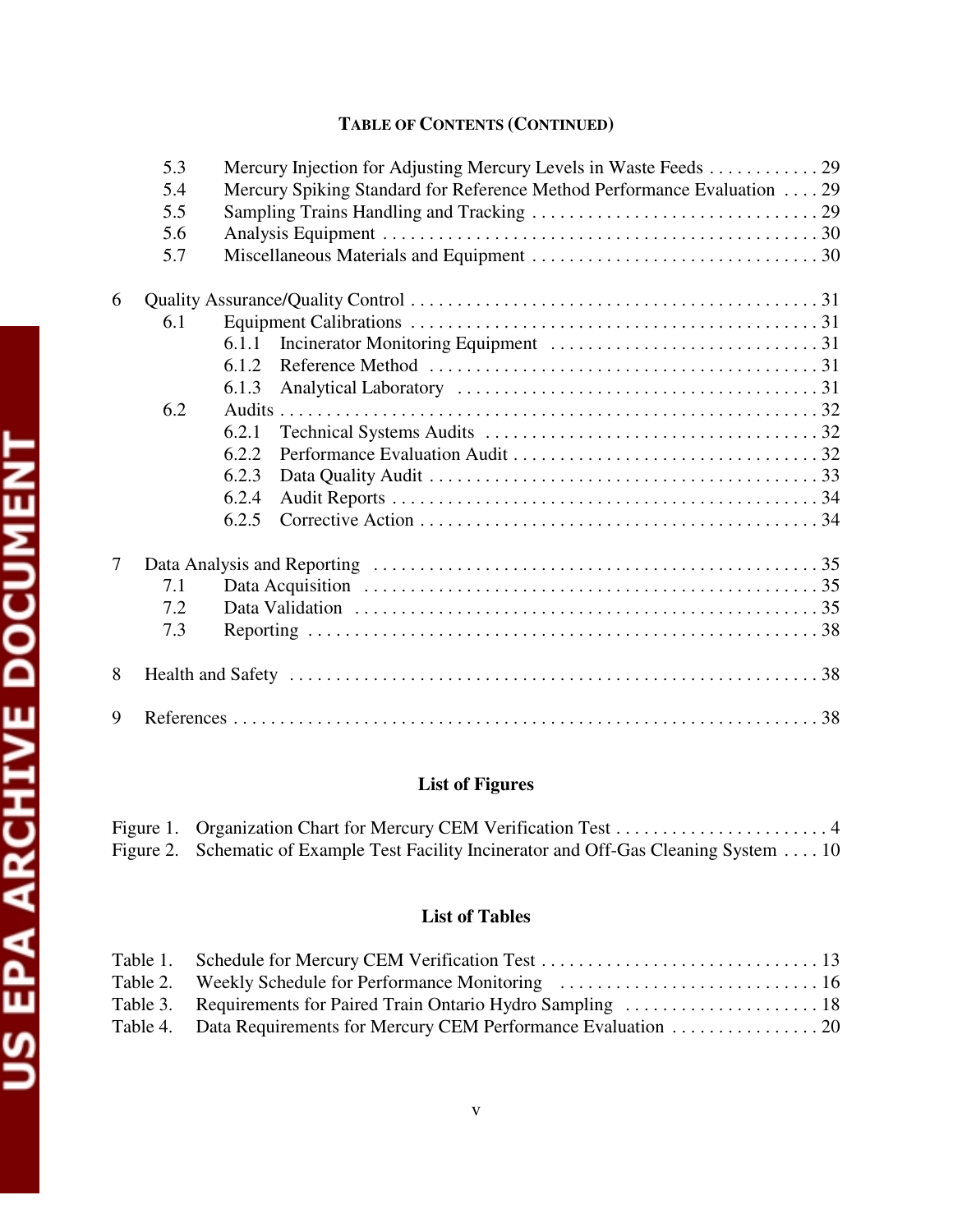**TABLE OF CONTENTS (CONTINUED)**

- 5.3 Mercury Injection for Adjusting Mercury Levels in Waste Feeds . . . . . . . . . . . . 29
- 5.4 Mercury Spiking Standard for Reference Method Performance Evaluation . . . . 29
- 5.5 Sampling Trains Handling and Tracking . . . . . . . . . . . . . . . . . . . . . . . . . . . . . . 29
- 5.6 Analysis Equipment . . . . . . . . . . . . . . . . . . . . . . . . . . . . . . . . . . . . . . . . . . . . 30
- 5.7 Miscellaneous Materials and Equipment . . . . . . . . . . . . . . . . . . . . . . . . . . . . . . 30

6 Quality Assurance/Quality Control . . . . . . . . . . . . . . . . . . . . . . . . . . . . . . . . . . . . . . . . . . . 31
- 6.1 Equipment Calibrations . . . . . . . . . . . . . . . . . . . . . . . . . . . . . . . . . . . . . . . . . . . 31
  - 6.1.1 Incinerator Monitoring Equipment . . . . . . . . . . . . . . . . . . . . . . . . . . . . . 31
  - 6.1.2 Reference Method . . . . . . . . . . . . . . . . . . . . . . . . . . . . . . . . . . . . . . . . . 31
  - 6.1.3 Analytical Laboratory . . . . . . . . . . . . . . . . . . . . . . . . . . . . . . . . . . . . . . . 31
- 6.2 Audits . . . . . . . . . . . . . . . . . . . . . . . . . . . . . . . . . . . . . . . . . . . . . . . . . . . . . . . . 32
  - 6.2.1 Technical Systems Audits . . . . . . . . . . . . . . . . . . . . . . . . . . . . . . . . . . . . 32
  - 6.2.2 Performance Evaluation Audit . . . . . . . . . . . . . . . . . . . . . . . . . . . . . . . . . 32
  - 6.2.3 Data Quality Audit . . . . . . . . . . . . . . . . . . . . . . . . . . . . . . . . . . . . . . . . . 33
  - 6.2.4 Audit Reports . . . . . . . . . . . . . . . . . . . . . . . . . . . . . . . . . . . . . . . . . . . . . 34
  - 6.2.5 Corrective Action . . . . . . . . . . . . . . . . . . . . . . . . . . . . . . . . . . . . . . . . . . 34

7 Data Analysis and Reporting . . . . . . . . . . . . . . . . . . . . . . . . . . . . . . . . . . . . . . . . . . . . . . 35
- 7.1 Data Acquisition . . . . . . . . . . . . . . . . . . . . . . . . . . . . . . . . . . . . . . . . . . . . . . . . 35
- 7.2 Data Validation . . . . . . . . . . . . . . . . . . . . . . . . . . . . . . . . . . . . . . . . . . . . . . . . . 35
- 7.3 Reporting . . . . . . . . . . . . . . . . . . . . . . . . . . . . . . . . . . . . . . . . . . . . . . . . . . . . . . 38

8 Health and Safety . . . . . . . . . . . . . . . . . . . . . . . . . . . . . . . . . . . . . . . . . . . . . . . . . . . . . . . . 38

9 References . . . . . . . . . . . . . . . . . . . . . . . . . . . . . . . . . . . . . . . . . . . . . . . . . . . . . . . . . . . . . 38

**List of Figures**

- Figure 1. Organization Chart for Mercury CEM Verification Test . . . . . . . . . . . . . . . . . . . . . . . 4
- Figure 2. Schematic of Example Test Facility Incinerator and Off-Gas Cleaning System . . . . 10

**List of Tables**

- Table 1. Schedule for Mercury CEM Verification Test . . . . . . . . . . . . . . . . . . . . . . . . . . . . . . 13
- Table 2. Weekly Schedule for Performance Monitoring . . . . . . . . . . . . . . . . . . . . . . . . . . . . 16
- Table 3. Requirements for Paired Train Ontario Hydro Sampling . . . . . . . . . . . . . . . . . . . . . 18
- Table 4. Data Requirements for Mercury CEM Performance Evaluation . . . . . . . . . . . . . . . . 20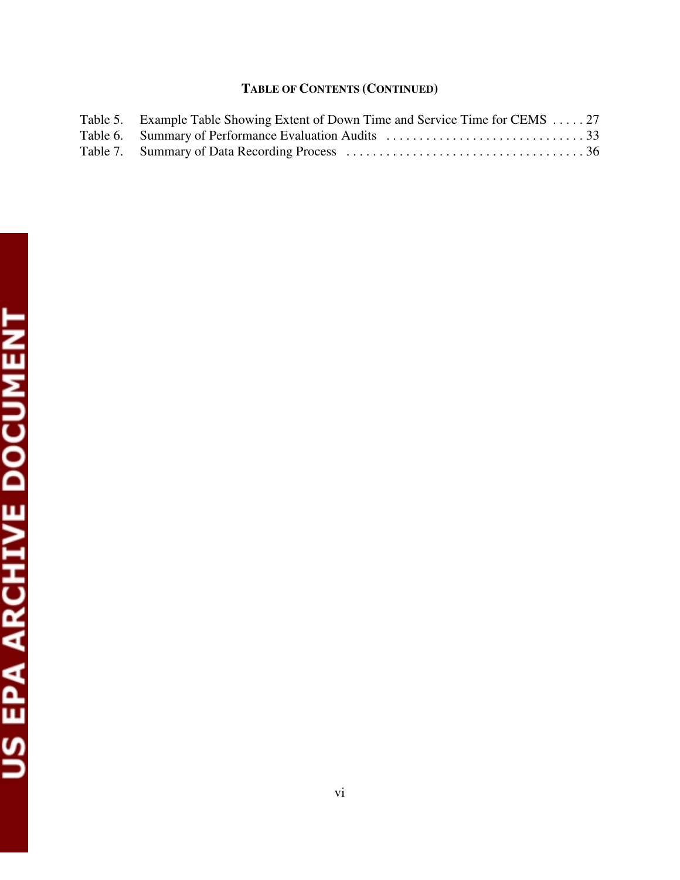**TABLE OF CONTENTS (CONTINUED)**

Table 5. Example Table Showing Extent of Down Time and Service Time for CEMS . . . . . 27
Table 6. Summary of Performance Evaluation Audits . . . . . . . . . . . . . . . . . . . . . . . . . . . . . . 33
Table 7. Summary of Data Recording Process . . . . . . . . . . . . . . . . . . . . . . . . . . . . . . . . . . . 36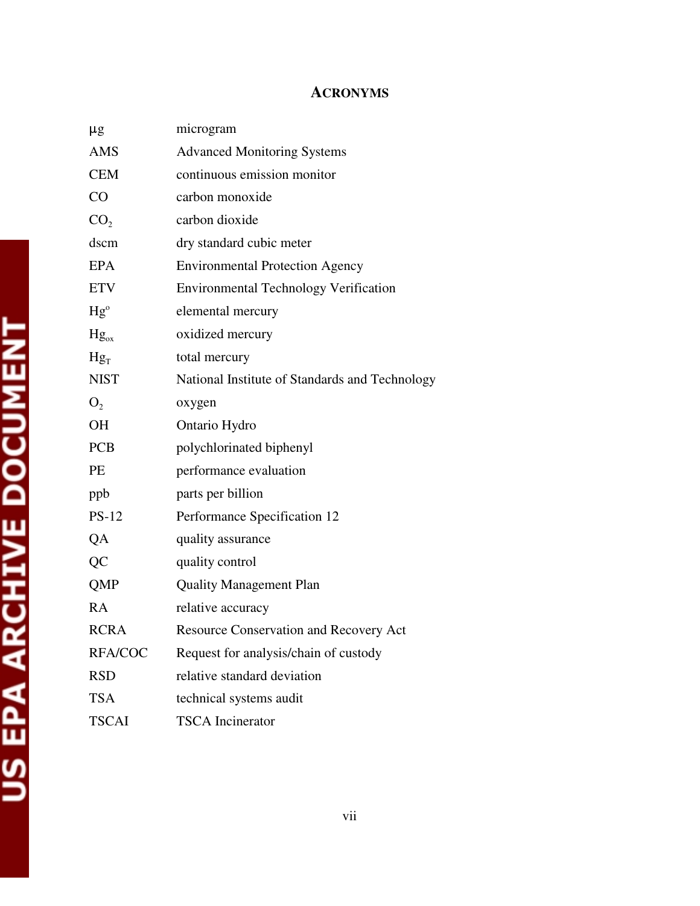# ACRONYMS

| | |
|---|---|
| µg | microgram |
| AMS | Advanced Monitoring Systems |
| CEM | continuous emission monitor |
| CO | carbon monoxide |
| $CO_2$ | carbon dioxide |
| dscm | dry standard cubic meter |
| EPA | Environmental Protection Agency |
| ETV | Environmental Technology Verification |
| $Hg^o$ | elemental mercury |
| $Hg_{ox}$ | oxidized mercury |
| $Hg_T$ | total mercury |
| NIST | National Institute of Standards and Technology |
| $O_2$ | oxygen |
| OH | Ontario Hydro |
| PCB | polychlorinated biphenyl |
| PE | performance evaluation |
| ppb | parts per billion |
| PS-12 | Performance Specification 12 |
| QA | quality assurance |
| QC | quality control |
| QMP | Quality Management Plan |
| RA | relative accuracy |
| RCRA | Resource Conservation and Recovery Act |
| RFA/COC | Request for analysis/chain of custody |
| RSD | relative standard deviation |
| TSA | technical systems audit |
| TSCAI | TSCA Incinerator |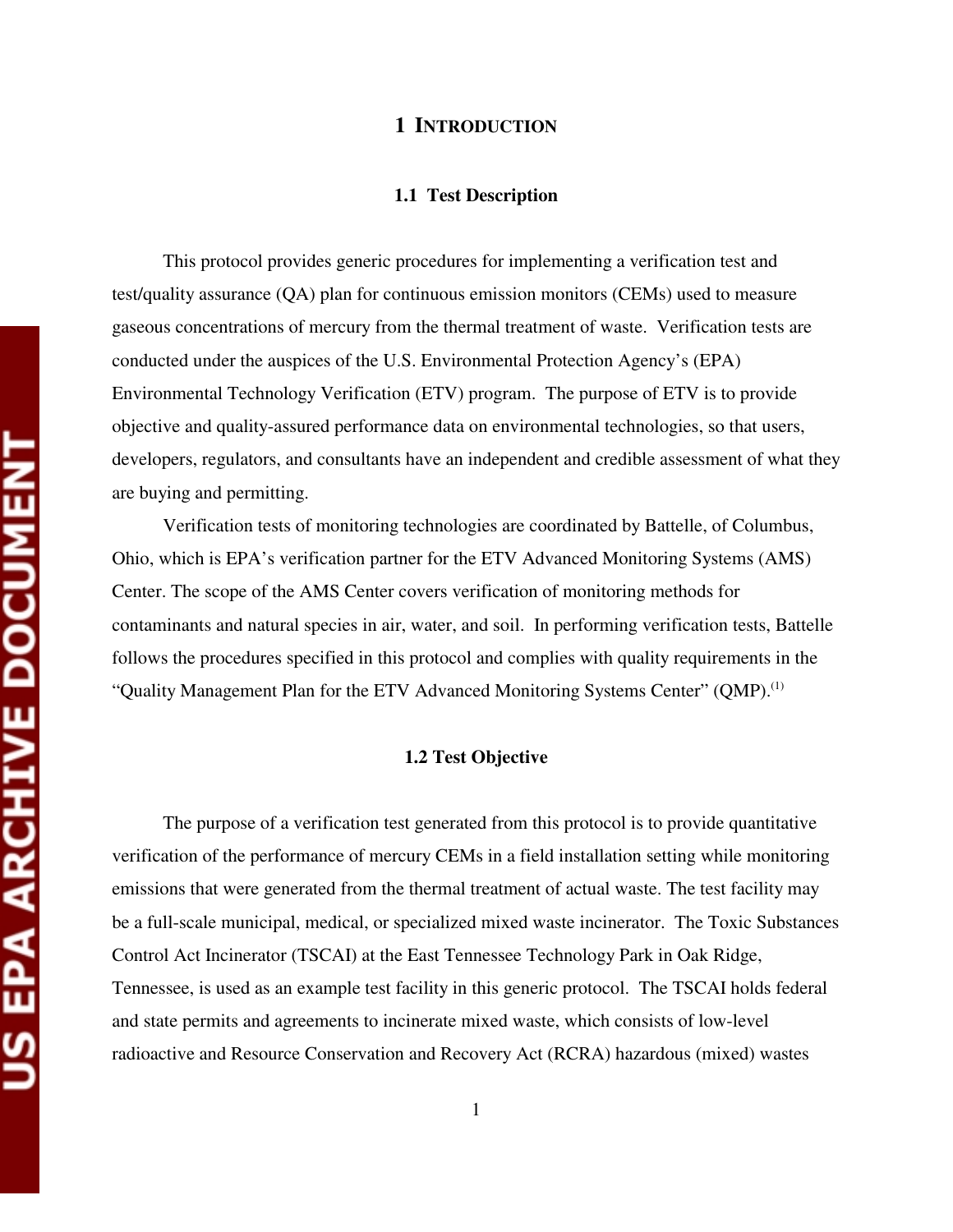# 1 INTRODUCTION

## 1.1 Test Description

This protocol provides generic procedures for implementing a verification test and test/quality assurance (QA) plan for continuous emission monitors (CEMs) used to measure gaseous concentrations of mercury from the thermal treatment of waste. Verification tests are conducted under the auspices of the U.S. Environmental Protection Agency's (EPA) Environmental Technology Verification (ETV) program. The purpose of ETV is to provide objective and quality-assured performance data on environmental technologies, so that users, developers, regulators, and consultants have an independent and credible assessment of what they are buying and permitting.

Verification tests of monitoring technologies are coordinated by Battelle, of Columbus, Ohio, which is EPA's verification partner for the ETV Advanced Monitoring Systems (AMS) Center. The scope of the AMS Center covers verification of monitoring methods for contaminants and natural species in air, water, and soil. In performing verification tests, Battelle follows the procedures specified in this protocol and complies with quality requirements in the "Quality Management Plan for the ETV Advanced Monitoring Systems Center" (QMP).[1]

## 1.2 Test Objective

The purpose of a verification test generated from this protocol is to provide quantitative verification of the performance of mercury CEMs in a field installation setting while monitoring emissions that were generated from the thermal treatment of actual waste. The test facility may be a full-scale municipal, medical, or specialized mixed waste incinerator. The Toxic Substances Control Act Incinerator (TSCAI) at the East Tennessee Technology Park in Oak Ridge, Tennessee, is used as an example test facility in this generic protocol. The TSCAI holds federal and state permits and agreements to incinerate mixed waste, which consists of low-level radioactive and Resource Conservation and Recovery Act (RCRA) hazardous (mixed) wastes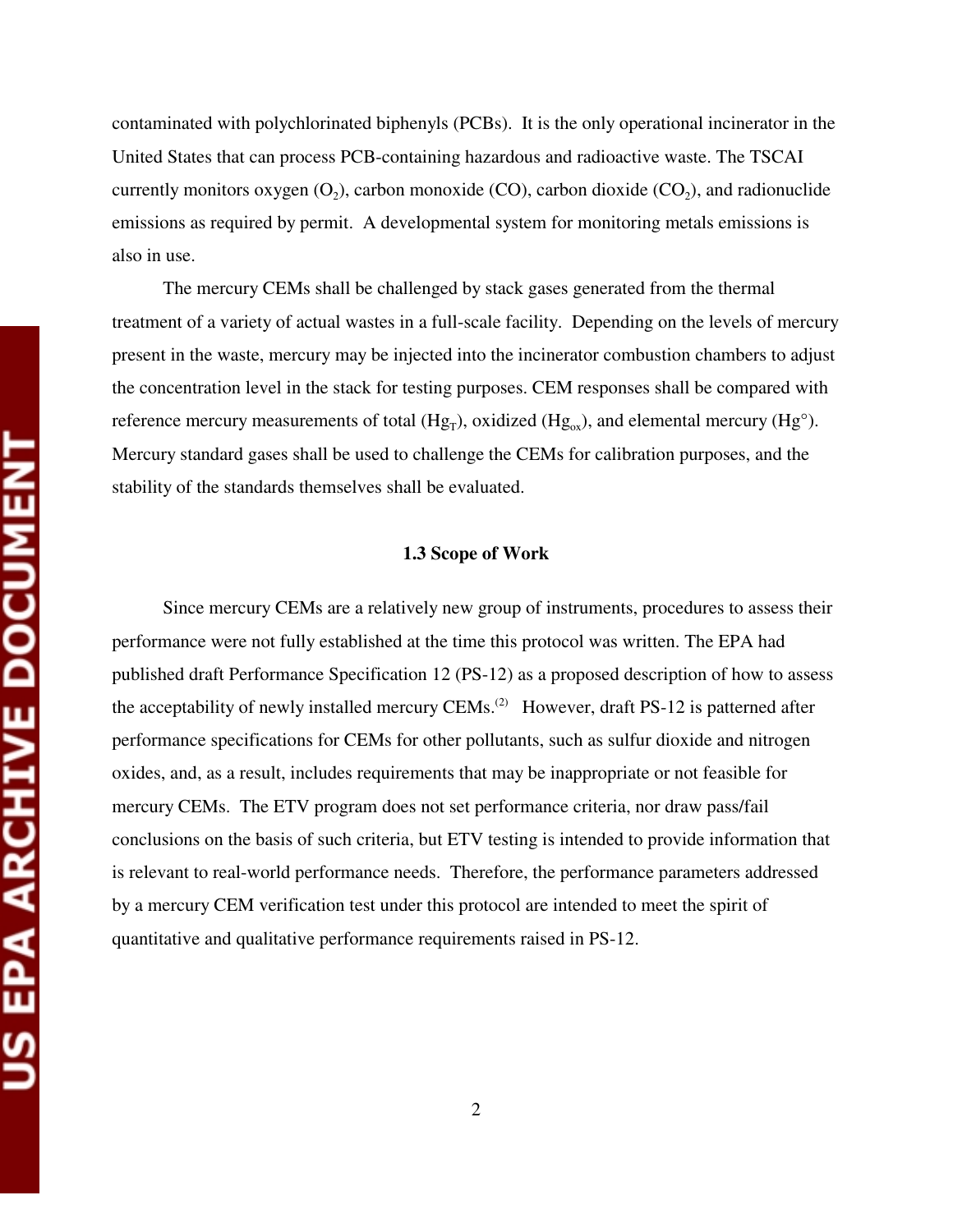contaminated with polychlorinated biphenyls (PCBs). It is the only operational incinerator in the United States that can process PCB-containing hazardous and radioactive waste. The TSCAI currently monitors oxygen ($O_2$), carbon monoxide (CO), carbon dioxide ($CO_2$), and radionuclide emissions as required by permit. A developmental system for monitoring metals emissions is also in use.

The mercury CEMs shall be challenged by stack gases generated from the thermal treatment of a variety of actual wastes in a full-scale facility. Depending on the levels of mercury present in the waste, mercury may be injected into the incinerator combustion chambers to adjust the concentration level in the stack for testing purposes. CEM responses shall be compared with reference mercury measurements of total ($Hg_T$), oxidized ($Hg_{ox}$), and elemental mercury ($Hg^{\circ}$). Mercury standard gases shall be used to challenge the CEMs for calibration purposes, and the stability of the standards themselves shall be evaluated.

### 1.3 Scope of Work

Since mercury CEMs are a relatively new group of instruments, procedures to assess their performance were not fully established at the time this protocol was written. The EPA had published draft Performance Specification 12 (PS-12) as a proposed description of how to assess the acceptability of newly installed mercury CEMs.[2] However, draft PS-12 is patterned after performance specifications for CEMs for other pollutants, such as sulfur dioxide and nitrogen oxides, and, as a result, includes requirements that may be inappropriate or not feasible for mercury CEMs. The ETV program does not set performance criteria, nor draw pass/fail conclusions on the basis of such criteria, but ETV testing is intended to provide information that is relevant to real-world performance needs. Therefore, the performance parameters addressed by a mercury CEM verification test under this protocol are intended to meet the spirit of quantitative and qualitative performance requirements raised in PS-12.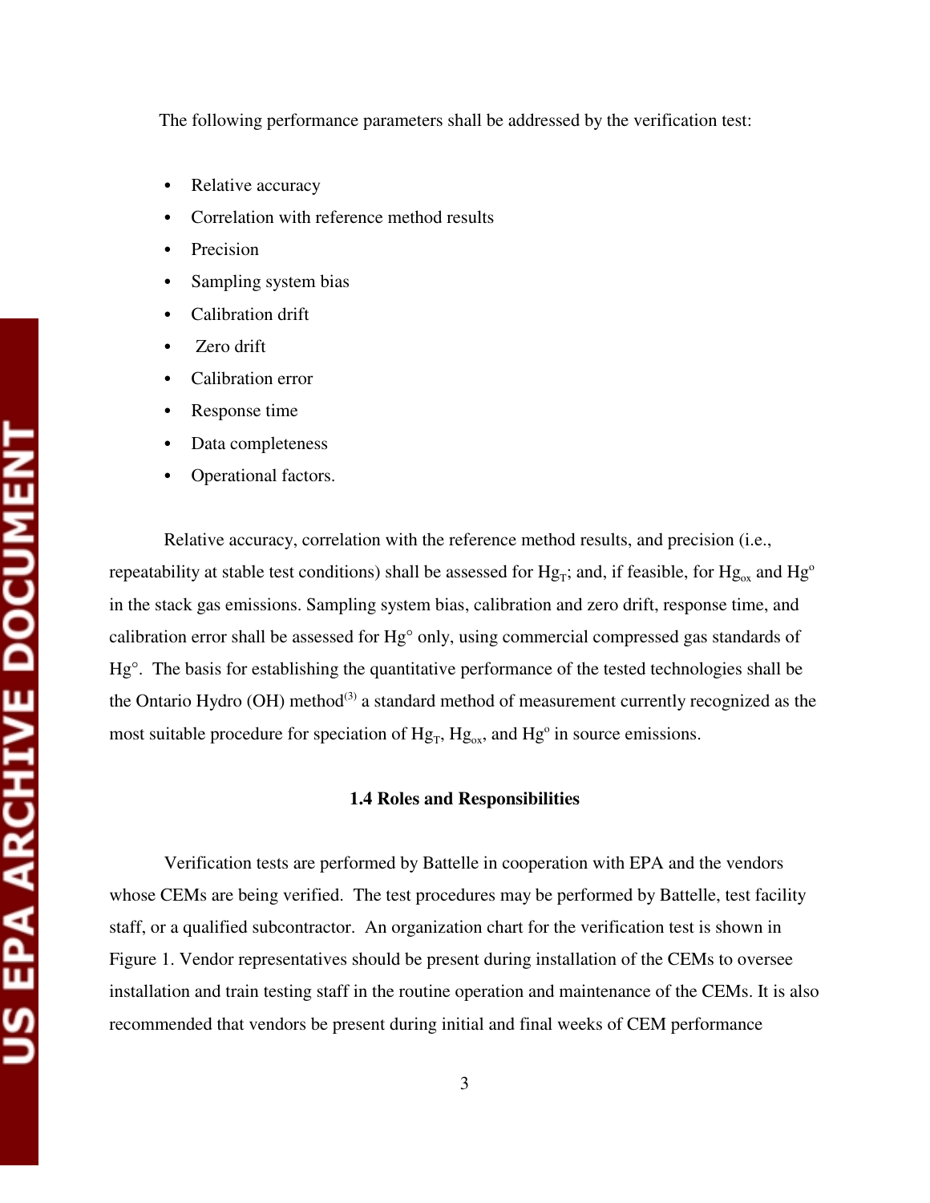The following performance parameters shall be addressed by the verification test:

- Relative accuracy
- Correlation with reference method results
- Precision
- Sampling system bias
- Calibration drift
- Zero drift
- Calibration error
- Response time
- Data completeness
- Operational factors.

Relative accuracy, correlation with the reference method results, and precision (i.e., repeatability at stable test conditions) shall be assessed for $Hg_T$; and, if feasible, for $Hg_{ox}$ and $Hg^o$ in the stack gas emissions. Sampling system bias, calibration and zero drift, response time, and calibration error shall be assessed for $Hg^\circ$ only, using commercial compressed gas standards of $Hg^\circ$. The basis for establishing the quantitative performance of the tested technologies shall be the Ontario Hydro (OH) method[3] a standard method of measurement currently recognized as the most suitable procedure for speciation of $Hg_T$, $Hg_{ox}$, and $Hg^o$ in source emissions.

### 1.4 Roles and Responsibilities

Verification tests are performed by Battelle in cooperation with EPA and the vendors whose CEMs are being verified. The test procedures may be performed by Battelle, test facility staff, or a qualified subcontractor. An organization chart for the verification test is shown in Figure 1. Vendor representatives should be present during installation of the CEMs to oversee installation and train testing staff in the routine operation and maintenance of the CEMs. It is also recommended that vendors be present during initial and final weeks of CEM performance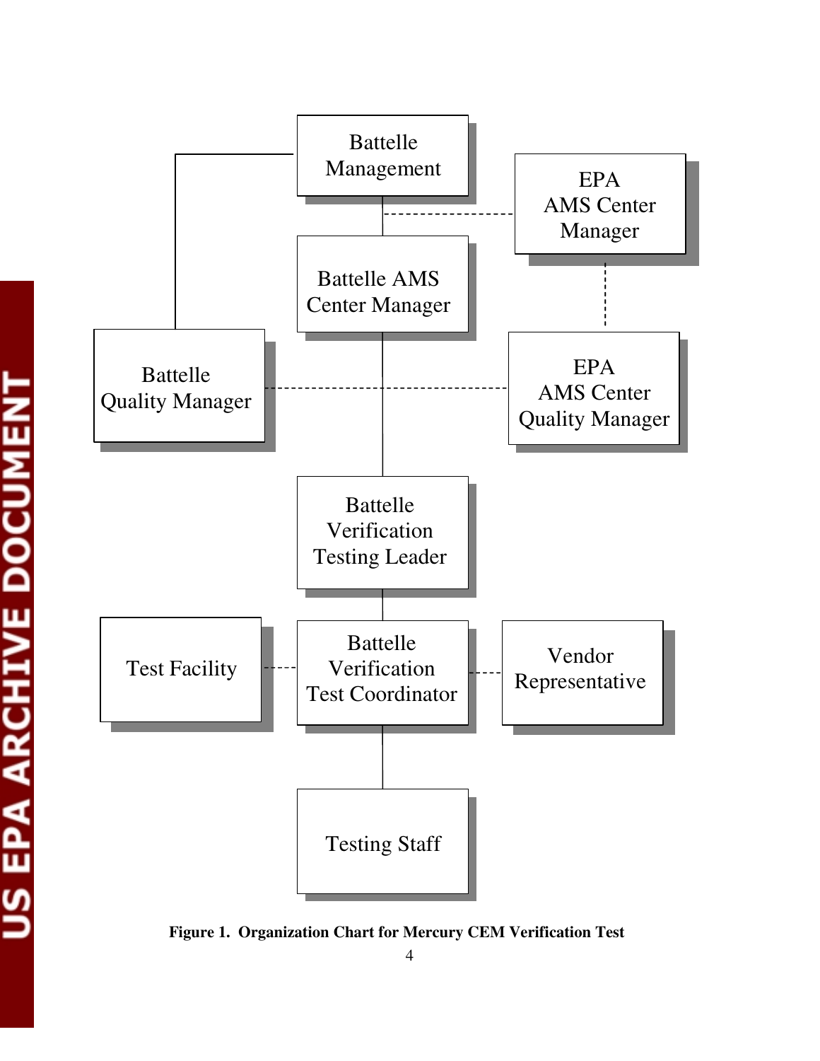Battelle Management

EPA AMS Center Manager

Battelle AMS Center Manager

Battelle Quality Manager

EPA AMS Center Quality Manager

Battelle Verification Testing Leader

Test Facility

Battelle Verification Test Coordinator

Vendor Representative

Testing Staff

**Figure 1. Organization Chart for Mercury CEM Verification Test**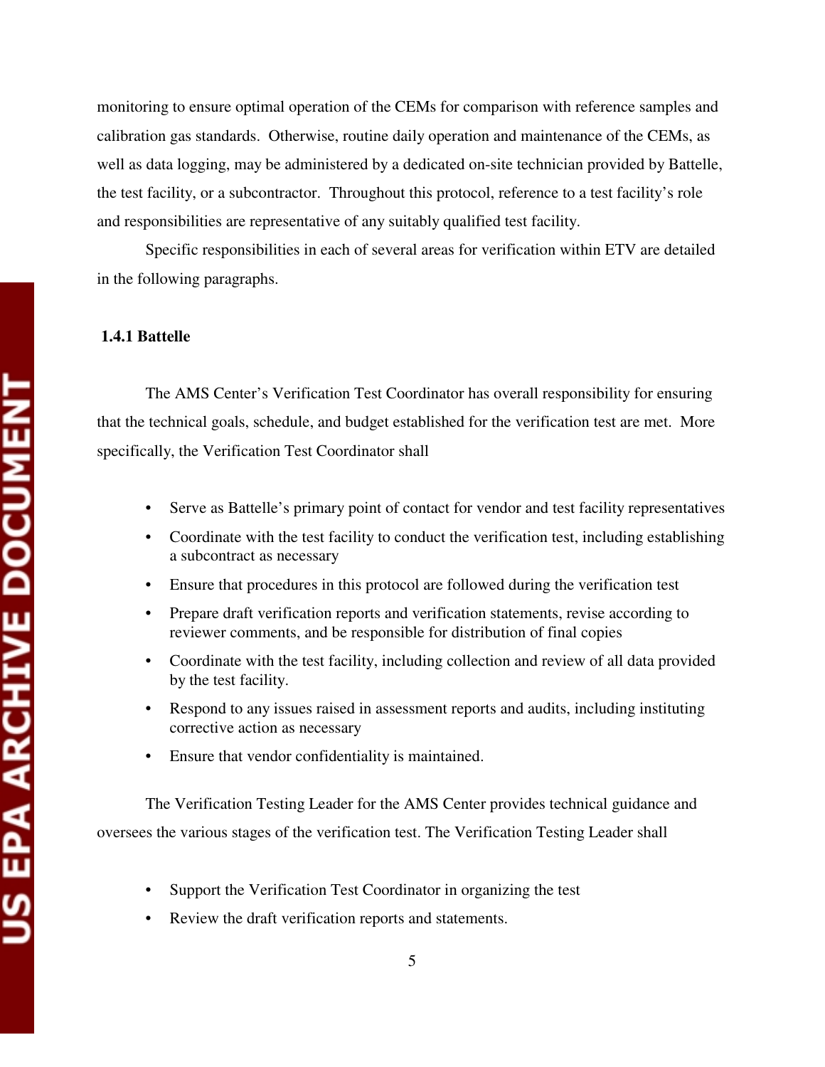monitoring to ensure optimal operation of the CEMs for comparison with reference samples and calibration gas standards. Otherwise, routine daily operation and maintenance of the CEMs, as well as data logging, may be administered by a dedicated on-site technician provided by Battelle, the test facility, or a subcontractor. Throughout this protocol, reference to a test facility's role and responsibilities are representative of any suitably qualified test facility.

Specific responsibilities in each of several areas for verification within ETV are detailed in the following paragraphs.

### 1.4.1 Battelle

The AMS Center's Verification Test Coordinator has overall responsibility for ensuring that the technical goals, schedule, and budget established for the verification test are met. More specifically, the Verification Test Coordinator shall

- Serve as Battelle's primary point of contact for vendor and test facility representatives
- Coordinate with the test facility to conduct the verification test, including establishing a subcontract as necessary
- Ensure that procedures in this protocol are followed during the verification test
- Prepare draft verification reports and verification statements, revise according to reviewer comments, and be responsible for distribution of final copies
- Coordinate with the test facility, including collection and review of all data provided by the test facility.
- Respond to any issues raised in assessment reports and audits, including instituting corrective action as necessary
- Ensure that vendor confidentiality is maintained.

The Verification Testing Leader for the AMS Center provides technical guidance and oversees the various stages of the verification test. The Verification Testing Leader shall

- Support the Verification Test Coordinator in organizing the test
- Review the draft verification reports and statements.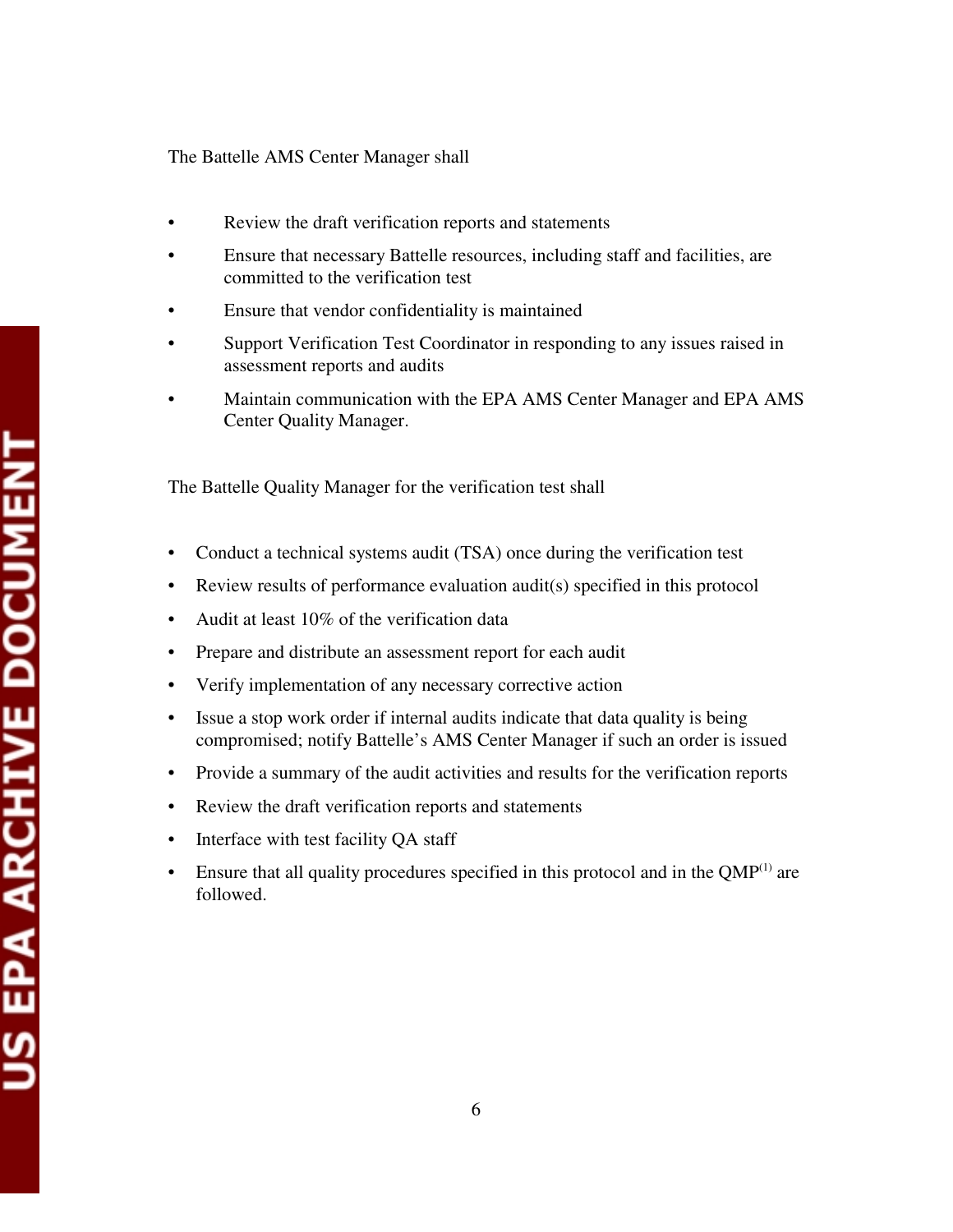The Battelle AMS Center Manager shall

- Review the draft verification reports and statements
- Ensure that necessary Battelle resources, including staff and facilities, are committed to the verification test
- Ensure that vendor confidentiality is maintained
- Support Verification Test Coordinator in responding to any issues raised in assessment reports and audits
- Maintain communication with the EPA AMS Center Manager and EPA AMS Center Quality Manager.

The Battelle Quality Manager for the verification test shall

- Conduct a technical systems audit (TSA) once during the verification test
- Review results of performance evaluation audit(s) specified in this protocol
- Audit at least 10% of the verification data
- Prepare and distribute an assessment report for each audit
- Verify implementation of any necessary corrective action
- Issue a stop work order if internal audits indicate that data quality is being compromised; notify Battelle's AMS Center Manager if such an order is issued
- Provide a summary of the audit activities and results for the verification reports
- Review the draft verification reports and statements
- Interface with test facility QA staff
- Ensure that all quality procedures specified in this protocol and in the QMP[1] are followed.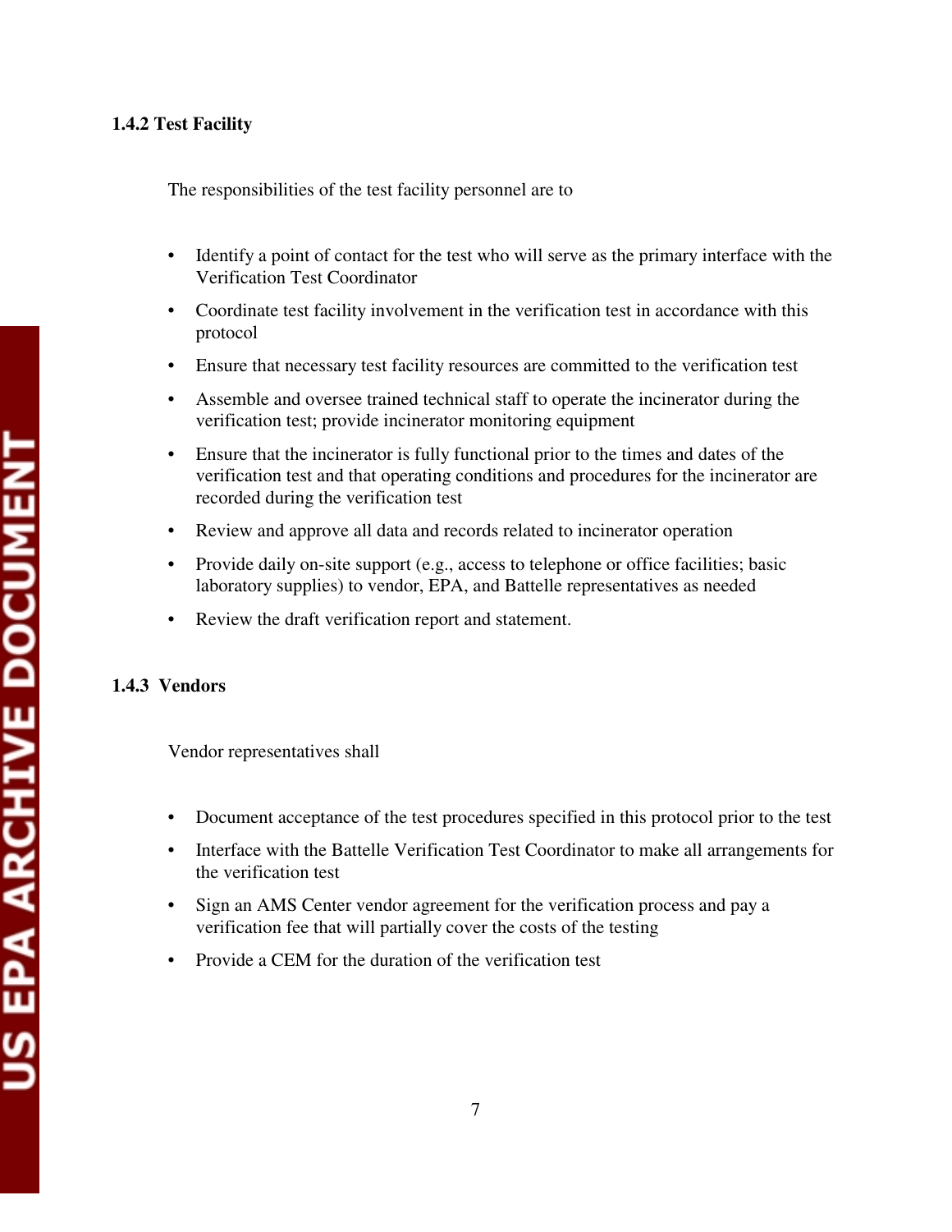### 1.4.2 Test Facility

The responsibilities of the test facility personnel are to

- Identify a point of contact for the test who will serve as the primary interface with the Verification Test Coordinator
- Coordinate test facility involvement in the verification test in accordance with this protocol
- Ensure that necessary test facility resources are committed to the verification test
- Assemble and oversee trained technical staff to operate the incinerator during the verification test; provide incinerator monitoring equipment
- Ensure that the incinerator is fully functional prior to the times and dates of the verification test and that operating conditions and procedures for the incinerator are recorded during the verification test
- Review and approve all data and records related to incinerator operation
- Provide daily on-site support (e.g., access to telephone or office facilities; basic laboratory supplies) to vendor, EPA, and Battelle representatives as needed
- Review the draft verification report and statement.

### 1.4.3 Vendors

Vendor representatives shall

- Document acceptance of the test procedures specified in this protocol prior to the test
- Interface with the Battelle Verification Test Coordinator to make all arrangements for the verification test
- Sign an AMS Center vendor agreement for the verification process and pay a verification fee that will partially cover the costs of the testing
- Provide a CEM for the duration of the verification test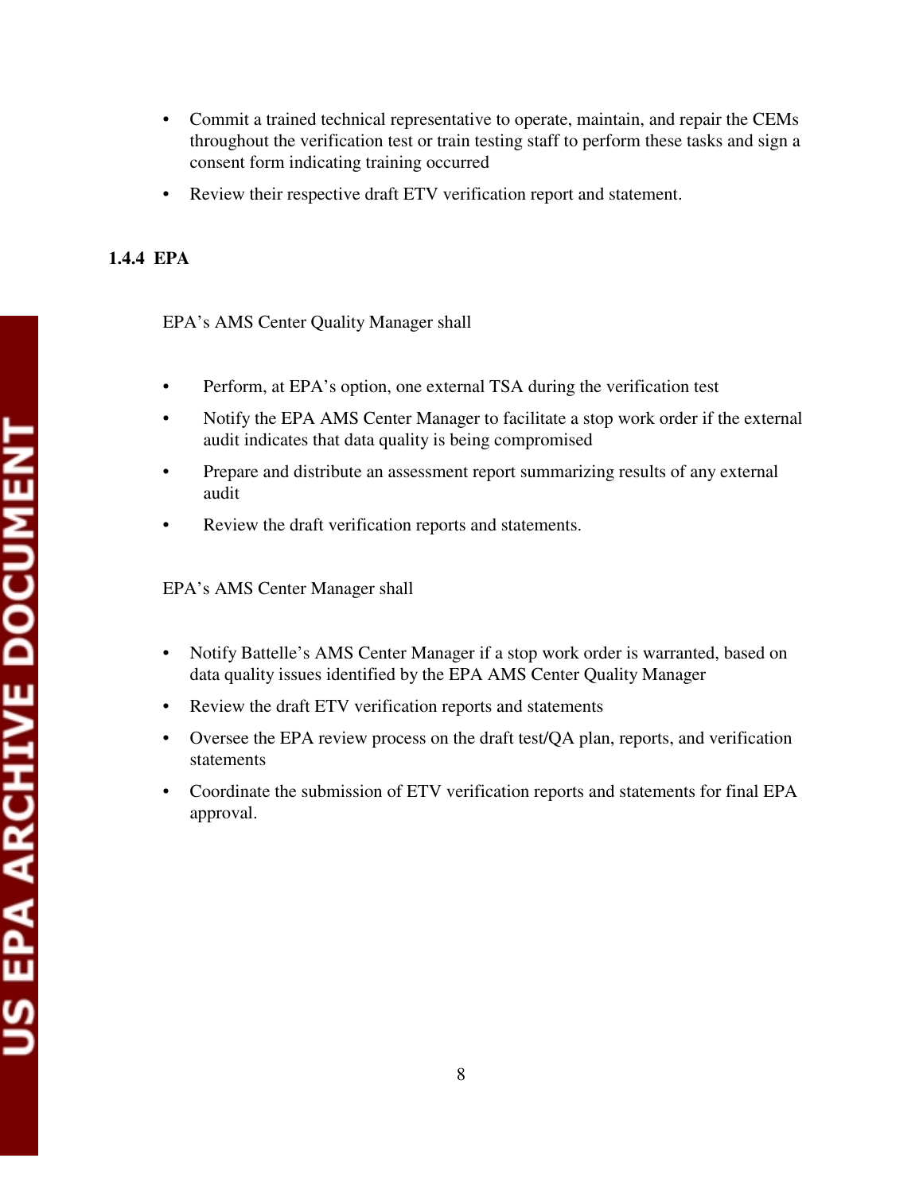- Commit a trained technical representative to operate, maintain, and repair the CEMs throughout the verification test or train testing staff to perform these tasks and sign a consent form indicating training occurred
- Review their respective draft ETV verification report and statement.

### 1.4.4 EPA

EPA's AMS Center Quality Manager shall

- Perform, at EPA's option, one external TSA during the verification test
- Notify the EPA AMS Center Manager to facilitate a stop work order if the external audit indicates that data quality is being compromised
- Prepare and distribute an assessment report summarizing results of any external audit
- Review the draft verification reports and statements.

EPA's AMS Center Manager shall

- Notify Battelle's AMS Center Manager if a stop work order is warranted, based on data quality issues identified by the EPA AMS Center Quality Manager
- Review the draft ETV verification reports and statements
- Oversee the EPA review process on the draft test/QA plan, reports, and verification statements
- Coordinate the submission of ETV verification reports and statements for final EPA approval.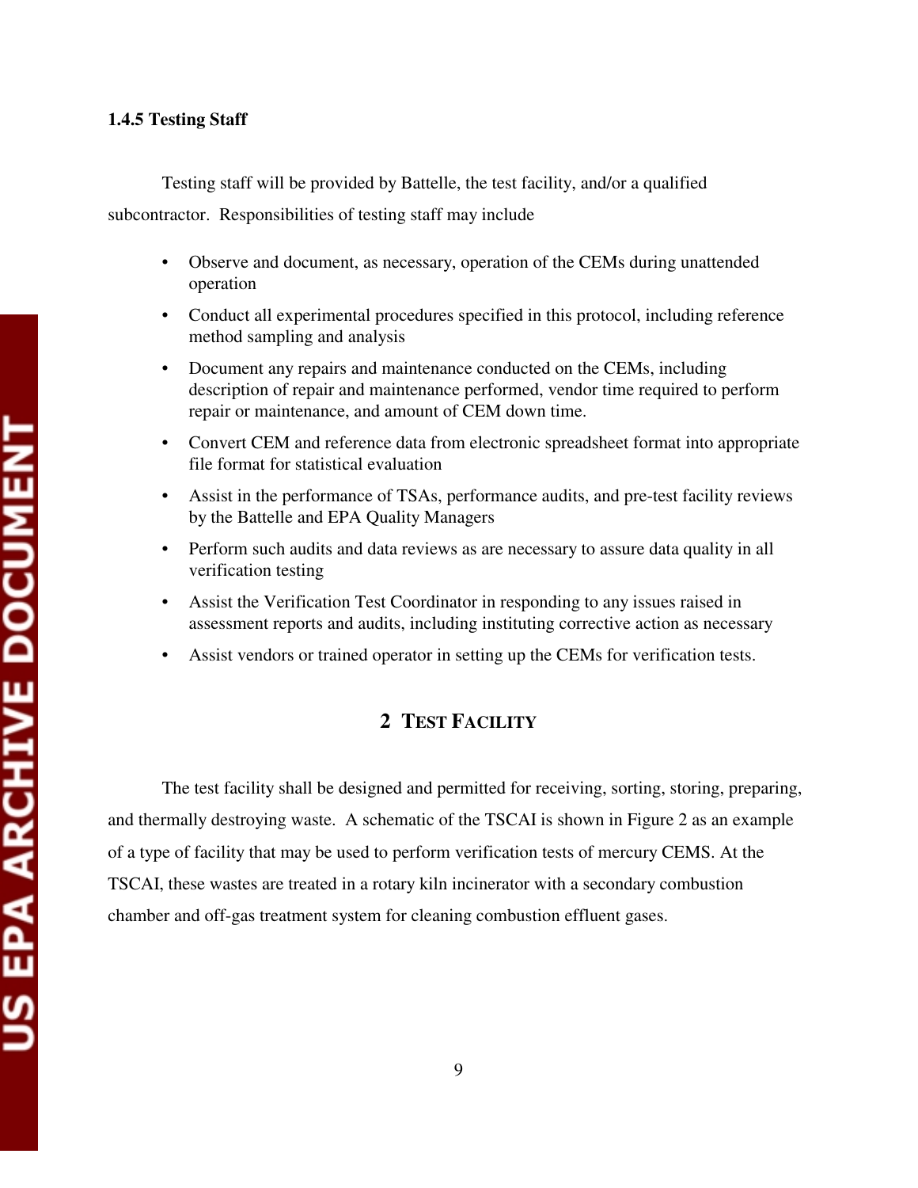### 1.4.5 Testing Staff

Testing staff will be provided by Battelle, the test facility, and/or a qualified subcontractor. Responsibilities of testing staff may include

- Observe and document, as necessary, operation of the CEMs during unattended operation
- Conduct all experimental procedures specified in this protocol, including reference method sampling and analysis
- Document any repairs and maintenance conducted on the CEMs, including description of repair and maintenance performed, vendor time required to perform repair or maintenance, and amount of CEM down time.
- Convert CEM and reference data from electronic spreadsheet format into appropriate file format for statistical evaluation
- Assist in the performance of TSAs, performance audits, and pre-test facility reviews by the Battelle and EPA Quality Managers
- Perform such audits and data reviews as are necessary to assure data quality in all verification testing
- Assist the Verification Test Coordinator in responding to any issues raised in assessment reports and audits, including instituting corrective action as necessary
- Assist vendors or trained operator in setting up the CEMs for verification tests.

## 2 TEST FACILITY

The test facility shall be designed and permitted for receiving, sorting, storing, preparing, and thermally destroying waste. A schematic of the TSCAI is shown in Figure 2 as an example of a type of facility that may be used to perform verification tests of mercury CEMS. At the TSCAI, these wastes are treated in a rotary kiln incinerator with a secondary combustion chamber and off-gas treatment system for cleaning combustion effluent gases.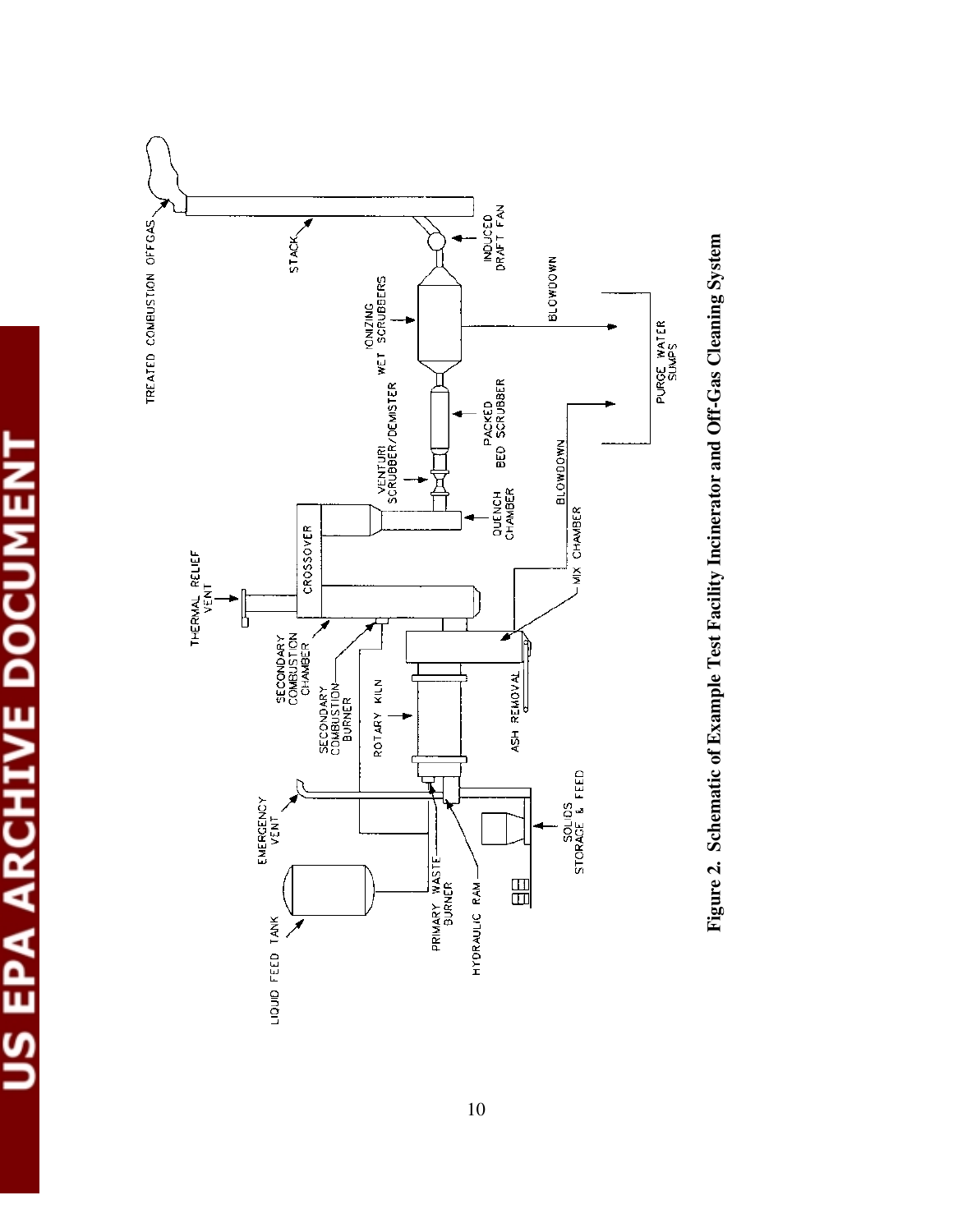TREATED COMBUSTION OFFGAS

STACK

INDUCED DRAFT FAN

IONIZING WET SCRUBBERS

BLOWDOWN

PURGE WATER SUMPS

PACKED BED SCRUBBER

VENTURI SCRUBBER/DEMISTER

QUENCH CHAMBER

BLOWDOWN

CROSSOVER

THERMAL RELIEF VENT

MIX CHAMBER

SECONDARY COMBUSTION CHAMBER

SECONDARY COMBUSTION BURNER

ROTARY KILN

ASH REMOVAL

EMERGENCY VENT

LIQUID FEED TANK

PRIMARY WASTE BURNER

HYDRAULIC RAM

SOLIDS STORAGE & FEED

**Figure 2. Schematic of Example Test Facility Incinerator and Off-Gas Cleaning System**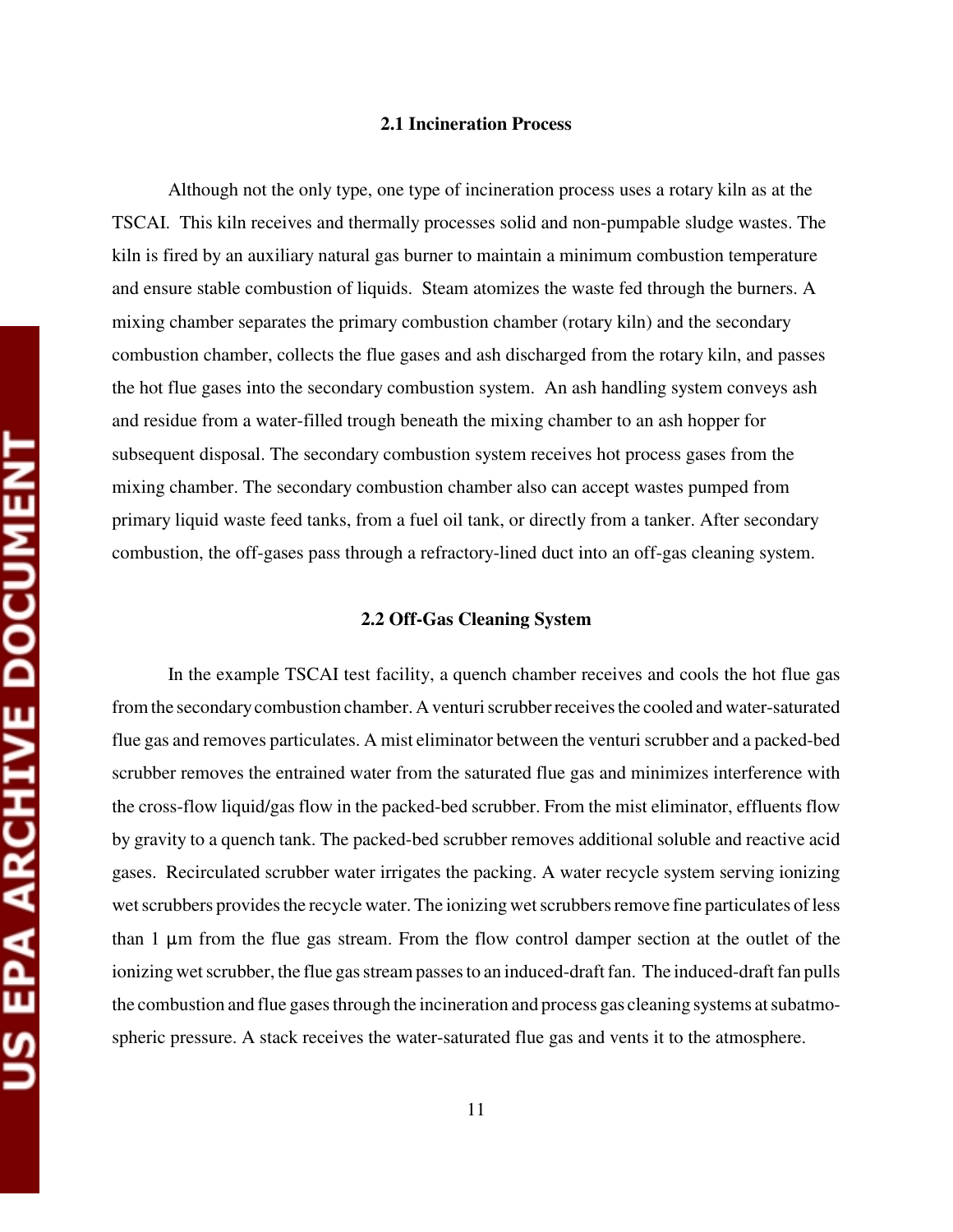## 2.1 Incineration Process

Although not the only type, one type of incineration process uses a rotary kiln as at the TSCAI. This kiln receives and thermally processes solid and non-pumpable sludge wastes. The kiln is fired by an auxiliary natural gas burner to maintain a minimum combustion temperature and ensure stable combustion of liquids. Steam atomizes the waste fed through the burners. A mixing chamber separates the primary combustion chamber (rotary kiln) and the secondary combustion chamber, collects the flue gases and ash discharged from the rotary kiln, and passes the hot flue gases into the secondary combustion system. An ash handling system conveys ash and residue from a water-filled trough beneath the mixing chamber to an ash hopper for subsequent disposal. The secondary combustion system receives hot process gases from the mixing chamber. The secondary combustion chamber also can accept wastes pumped from primary liquid waste feed tanks, from a fuel oil tank, or directly from a tanker. After secondary combustion, the off-gases pass through a refractory-lined duct into an off-gas cleaning system.

## 2.2 Off-Gas Cleaning System

In the example TSCAI test facility, a quench chamber receives and cools the hot flue gas from the secondary combustion chamber. A venturi scrubber receives the cooled and water-saturated flue gas and removes particulates. A mist eliminator between the venturi scrubber and a packed-bed scrubber removes the entrained water from the saturated flue gas and minimizes interference with the cross-flow liquid/gas flow in the packed-bed scrubber. From the mist eliminator, effluents flow by gravity to a quench tank. The packed-bed scrubber removes additional soluble and reactive acid gases. Recirculated scrubber water irrigates the packing. A water recycle system serving ionizing wet scrubbers provides the recycle water. The ionizing wet scrubbers remove fine particulates of less than 1 μm from the flue gas stream. From the flow control damper section at the outlet of the ionizing wet scrubber, the flue gas stream passes to an induced-draft fan. The induced-draft fan pulls the combustion and flue gases through the incineration and process gas cleaning systems at subatmospheric pressure. A stack receives the water-saturated flue gas and vents it to the atmosphere.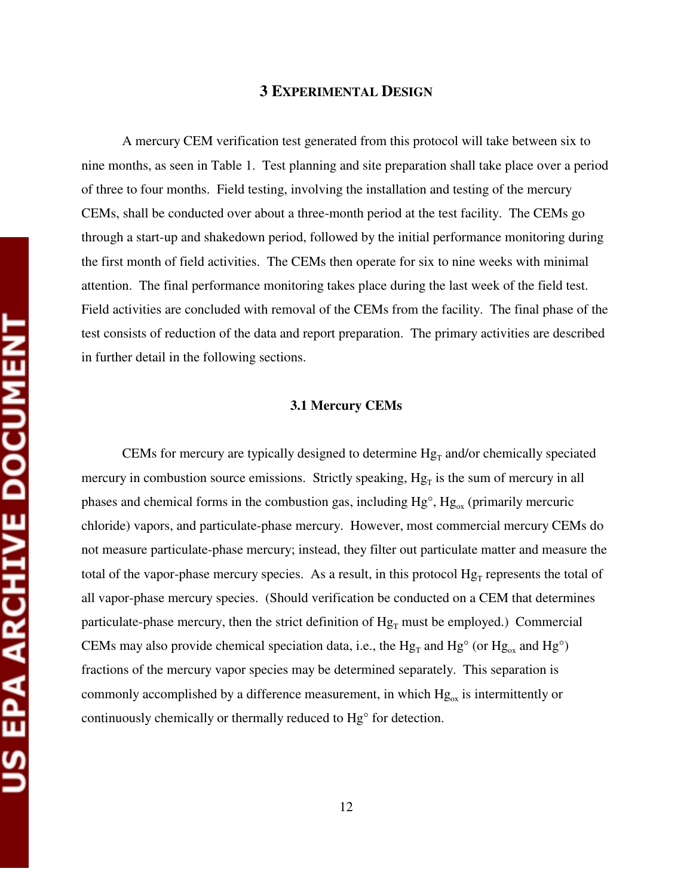# 3 Experimental Design

A mercury CEM verification test generated from this protocol will take between six to nine months, as seen in Table 1. Test planning and site preparation shall take place over a period of three to four months. Field testing, involving the installation and testing of the mercury CEMs, shall be conducted over about a three-month period at the test facility. The CEMs go through a start-up and shakedown period, followed by the initial performance monitoring during the first month of field activities. The CEMs then operate for six to nine weeks with minimal attention. The final performance monitoring takes place during the last week of the field test. Field activities are concluded with removal of the CEMs from the facility. The final phase of the test consists of reduction of the data and report preparation. The primary activities are described in further detail in the following sections.

## 3.1 Mercury CEMs

CEMs for mercury are typically designed to determine $Hg_T$ and/or chemically speciated mercury in combustion source emissions. Strictly speaking, $Hg_T$ is the sum of mercury in all phases and chemical forms in the combustion gas, including $Hg^{\circ}$, $Hg_{ox}$ (primarily mercuric chloride) vapors, and particulate-phase mercury. However, most commercial mercury CEMs do not measure particulate-phase mercury; instead, they filter out particulate matter and measure the total of the vapor-phase mercury species. As a result, in this protocol $Hg_T$ represents the total of all vapor-phase mercury species. (Should verification be conducted on a CEM that determines particulate-phase mercury, then the strict definition of $Hg_T$ must be employed.) Commercial CEMs may also provide chemical speciation data, i.e., the $Hg_T$ and $Hg^{\circ}$ (or $Hg_{ox}$ and $Hg^{\circ}$) fractions of the mercury vapor species may be determined separately. This separation is commonly accomplished by a difference measurement, in which $Hg_{ox}$ is intermittently or continuously chemically or thermally reduced to $Hg^{\circ}$ for detection.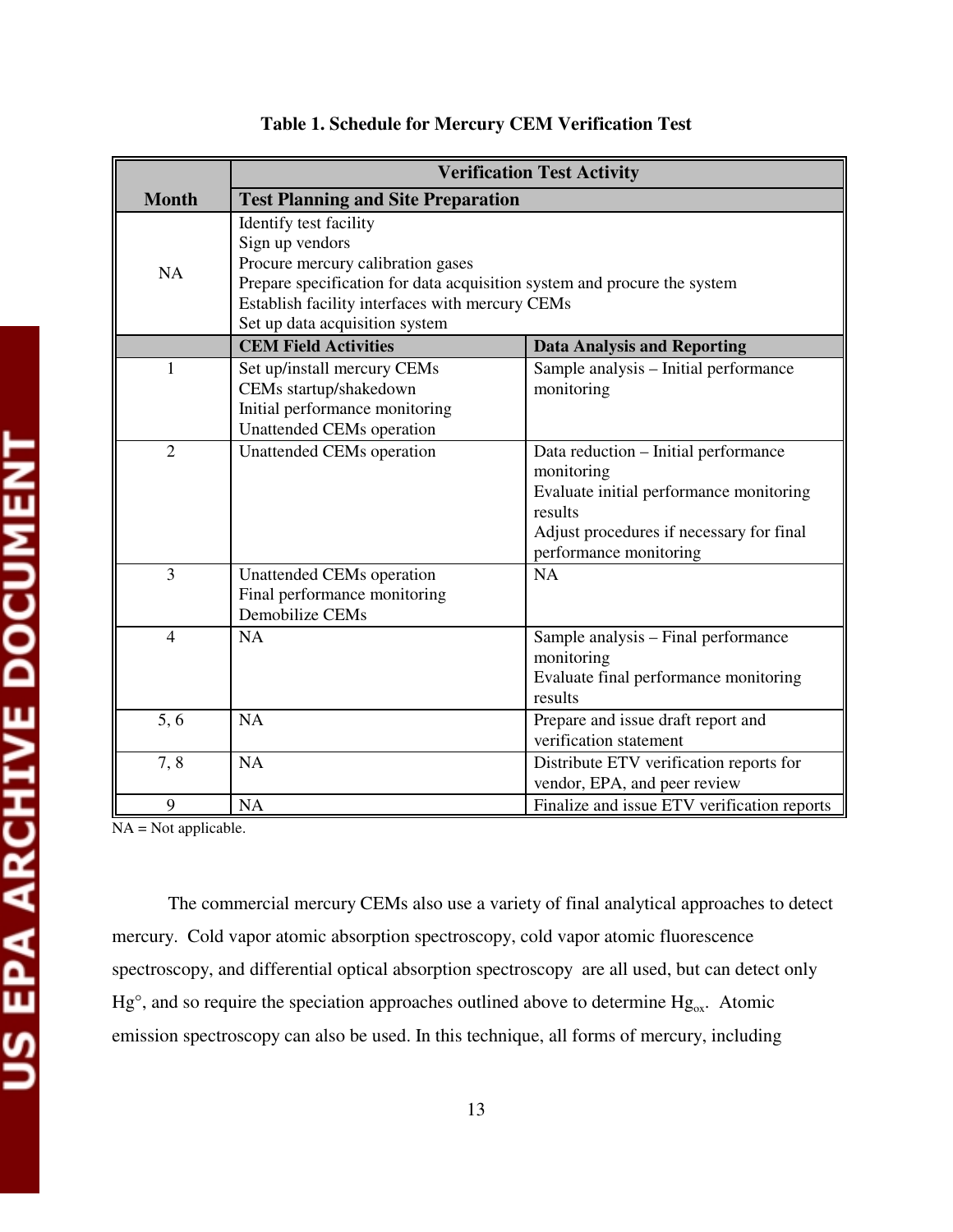**Table 1. Schedule for Mercury CEM Verification Test**

| Month | Verification Test Activity | |
|---|---|---|
| | **Test Planning and Site Preparation** | |
| NA | Identify test facility<br>Sign up vendors<br>Procure mercury calibration gases<br>Prepare specification for data acquisition system and procure the system<br>Establish facility interfaces with mercury CEMs<br>Set up data acquisition system | |
| | **CEM Field Activities** | **Data Analysis and Reporting** |
| 1 | Set up/install mercury CEMs<br>CEMs startup/shakedown<br>Initial performance monitoring<br>Unattended CEMs operation | Sample analysis – Initial performance monitoring |
| 2 | Unattended CEMs operation | Data reduction – Initial performance monitoring<br>Evaluate initial performance monitoring results<br>Adjust procedures if necessary for final performance monitoring |
| 3 | Unattended CEMs operation<br>Final performance monitoring<br>Demobilize CEMs | NA |
| 4 | NA | Sample analysis – Final performance monitoring<br>Evaluate final performance monitoring results |
| 5, 6 | NA | Prepare and issue draft report and verification statement |
| 7, 8 | NA | Distribute ETV verification reports for vendor, EPA, and peer review |
| 9 | NA | Finalize and issue ETV verification reports |

NA = Not applicable.

The commercial mercury CEMs also use a variety of final analytical approaches to detect mercury. Cold vapor atomic absorption spectroscopy, cold vapor atomic fluorescence spectroscopy, and differential optical absorption spectroscopy are all used, but can detect only $Hg^{\circ}$, and so require the speciation approaches outlined above to determine $Hg_{ox}$. Atomic emission spectroscopy can also be used. In this technique, all forms of mercury, including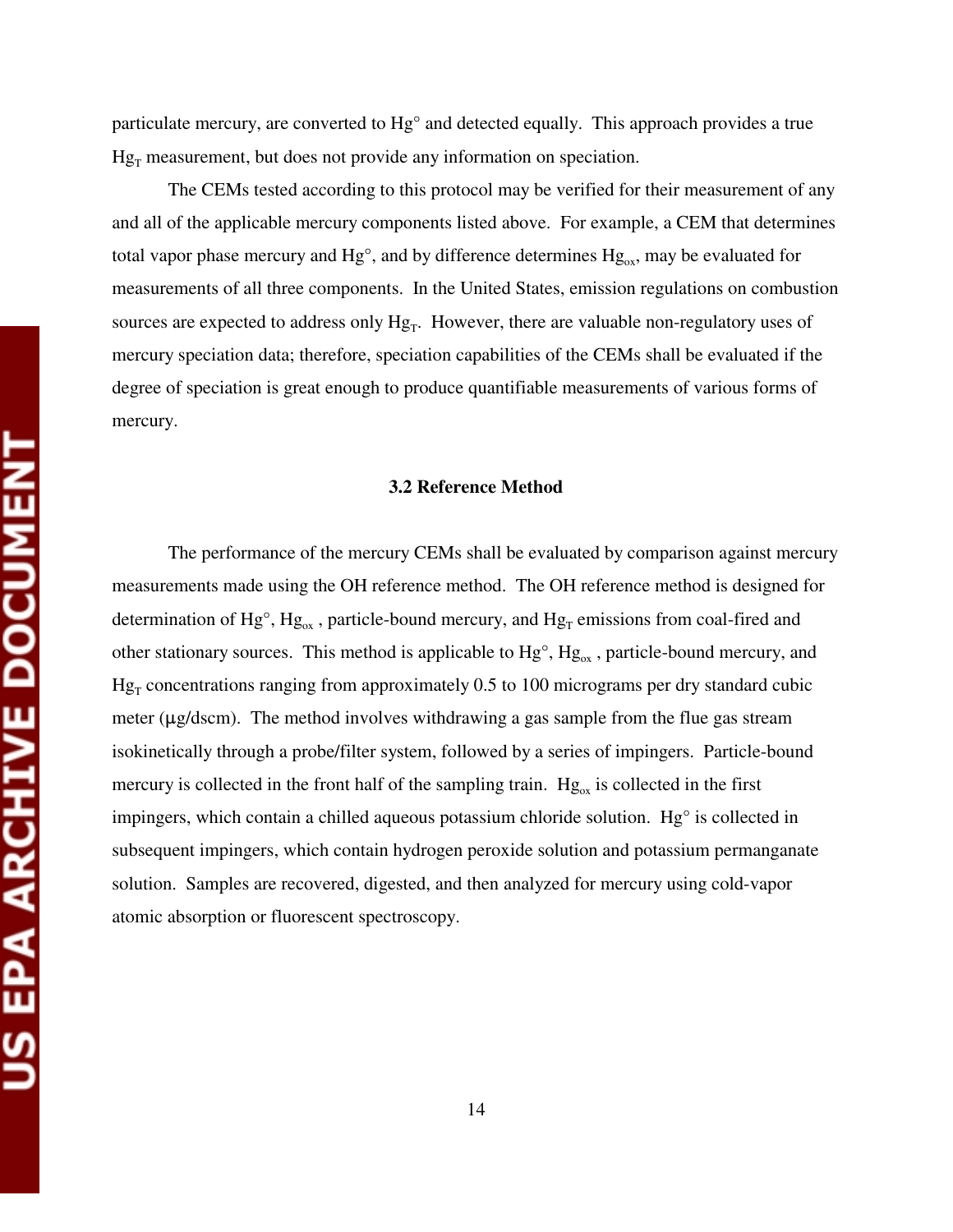particulate mercury, are converted to Hg° and detected equally. This approach provides a true $Hg_T$ measurement, but does not provide any information on speciation.

The CEMs tested according to this protocol may be verified for their measurement of any and all of the applicable mercury components listed above. For example, a CEM that determines total vapor phase mercury and Hg°, and by difference determines $Hg_{ox}$, may be evaluated for measurements of all three components. In the United States, emission regulations on combustion sources are expected to address only $Hg_T$. However, there are valuable non-regulatory uses of mercury speciation data; therefore, speciation capabilities of the CEMs shall be evaluated if the degree of speciation is great enough to produce quantifiable measurements of various forms of mercury.

### 3.2 Reference Method

The performance of the mercury CEMs shall be evaluated by comparison against mercury measurements made using the OH reference method. The OH reference method is designed for determination of Hg°, $Hg_{ox}$ , particle-bound mercury, and $Hg_T$ emissions from coal-fired and other stationary sources. This method is applicable to Hg°, $Hg_{ox}$ , particle-bound mercury, and $Hg_T$ concentrations ranging from approximately 0.5 to 100 micrograms per dry standard cubic meter (µg/dscm). The method involves withdrawing a gas sample from the flue gas stream isokinetically through a probe/filter system, followed by a series of impingers. Particle-bound mercury is collected in the front half of the sampling train. $Hg_{ox}$ is collected in the first impingers, which contain a chilled aqueous potassium chloride solution. Hg° is collected in subsequent impingers, which contain hydrogen peroxide solution and potassium permanganate solution. Samples are recovered, digested, and then analyzed for mercury using cold-vapor atomic absorption or fluorescent spectroscopy.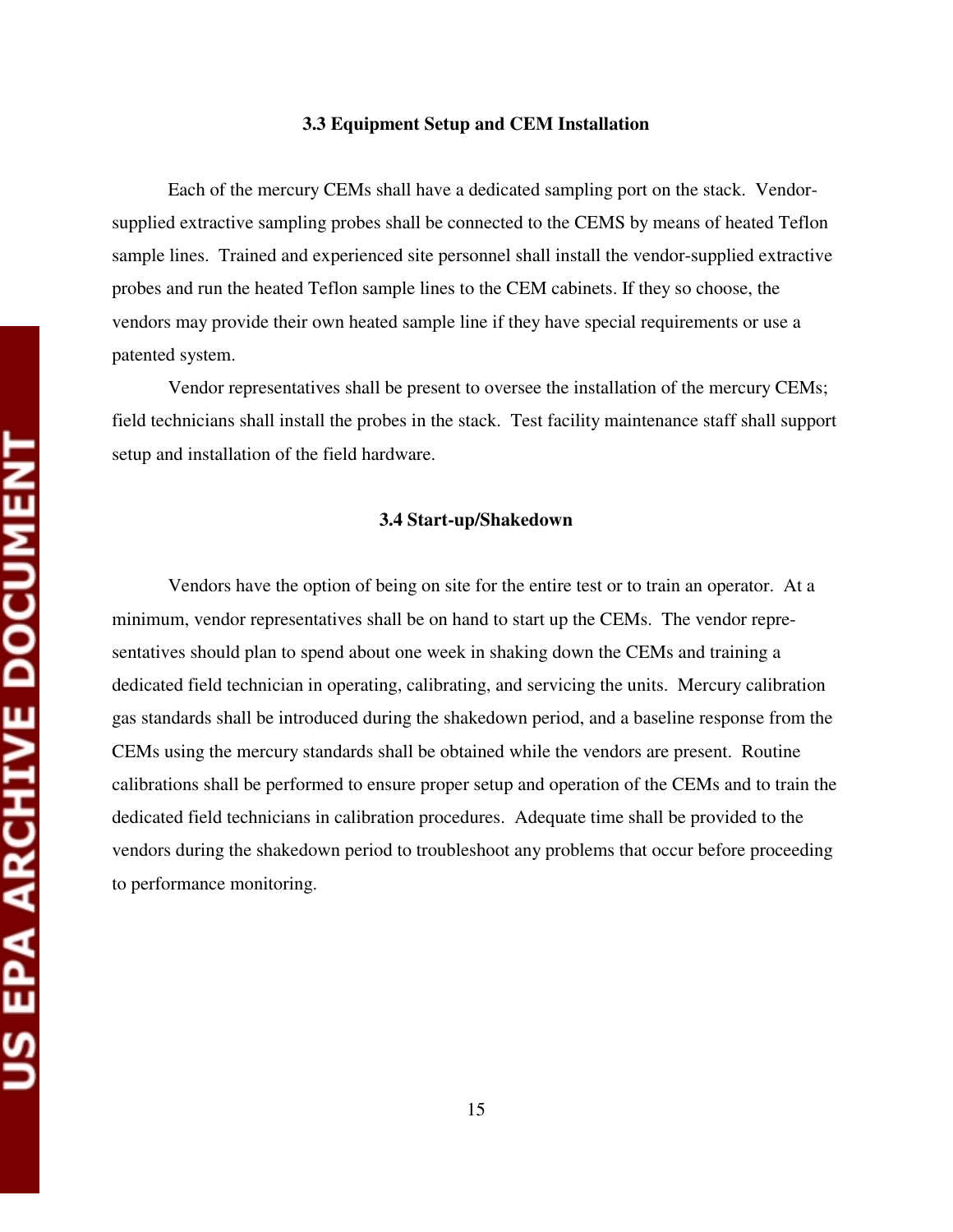### 3.3 Equipment Setup and CEM Installation

Each of the mercury CEMs shall have a dedicated sampling port on the stack. Vendor-supplied extractive sampling probes shall be connected to the CEMS by means of heated Teflon sample lines. Trained and experienced site personnel shall install the vendor-supplied extractive probes and run the heated Teflon sample lines to the CEM cabinets. If they so choose, the vendors may provide their own heated sample line if they have special requirements or use a patented system.

Vendor representatives shall be present to oversee the installation of the mercury CEMs; field technicians shall install the probes in the stack. Test facility maintenance staff shall support setup and installation of the field hardware.

### 3.4 Start-up/Shakedown

Vendors have the option of being on site for the entire test or to train an operator. At a minimum, vendor representatives shall be on hand to start up the CEMs. The vendor representatives should plan to spend about one week in shaking down the CEMs and training a dedicated field technician in operating, calibrating, and servicing the units. Mercury calibration gas standards shall be introduced during the shakedown period, and a baseline response from the CEMs using the mercury standards shall be obtained while the vendors are present. Routine calibrations shall be performed to ensure proper setup and operation of the CEMs and to train the dedicated field technicians in calibration procedures. Adequate time shall be provided to the vendors during the shakedown period to troubleshoot any problems that occur before proceeding to performance monitoring.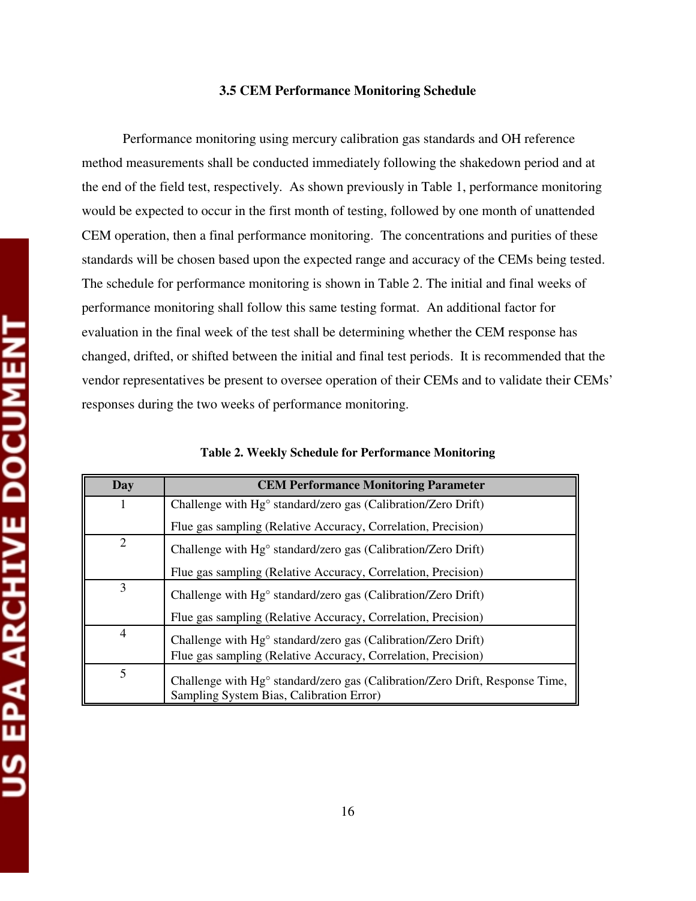### 3.5 CEM Performance Monitoring Schedule

Performance monitoring using mercury calibration gas standards and OH reference method measurements shall be conducted immediately following the shakedown period and at the end of the field test, respectively. As shown previously in Table 1, performance monitoring would be expected to occur in the first month of testing, followed by one month of unattended CEM operation, then a final performance monitoring. The concentrations and purities of these standards will be chosen based upon the expected range and accuracy of the CEMs being tested. The schedule for performance monitoring is shown in Table 2. The initial and final weeks of performance monitoring shall follow this same testing format. An additional factor for evaluation in the final week of the test shall be determining whether the CEM response has changed, drifted, or shifted between the initial and final test periods. It is recommended that the vendor representatives be present to oversee operation of their CEMs and to validate their CEMs' responses during the two weeks of performance monitoring.

**Table 2. Weekly Schedule for Performance Monitoring**

| Day | CEM Performance Monitoring Parameter |
|---|---|
| 1 | Challenge with Hg° standard/zero gas (Calibration/Zero Drift)<br>Flue gas sampling (Relative Accuracy, Correlation, Precision) |
| 2 | Challenge with Hg° standard/zero gas (Calibration/Zero Drift)<br>Flue gas sampling (Relative Accuracy, Correlation, Precision) |
| 3 | Challenge with Hg° standard/zero gas (Calibration/Zero Drift)<br>Flue gas sampling (Relative Accuracy, Correlation, Precision) |
| 4 | Challenge with Hg° standard/zero gas (Calibration/Zero Drift)<br>Flue gas sampling (Relative Accuracy, Correlation, Precision) |
| 5 | Challenge with Hg° standard/zero gas (Calibration/Zero Drift, Response Time, Sampling System Bias, Calibration Error) |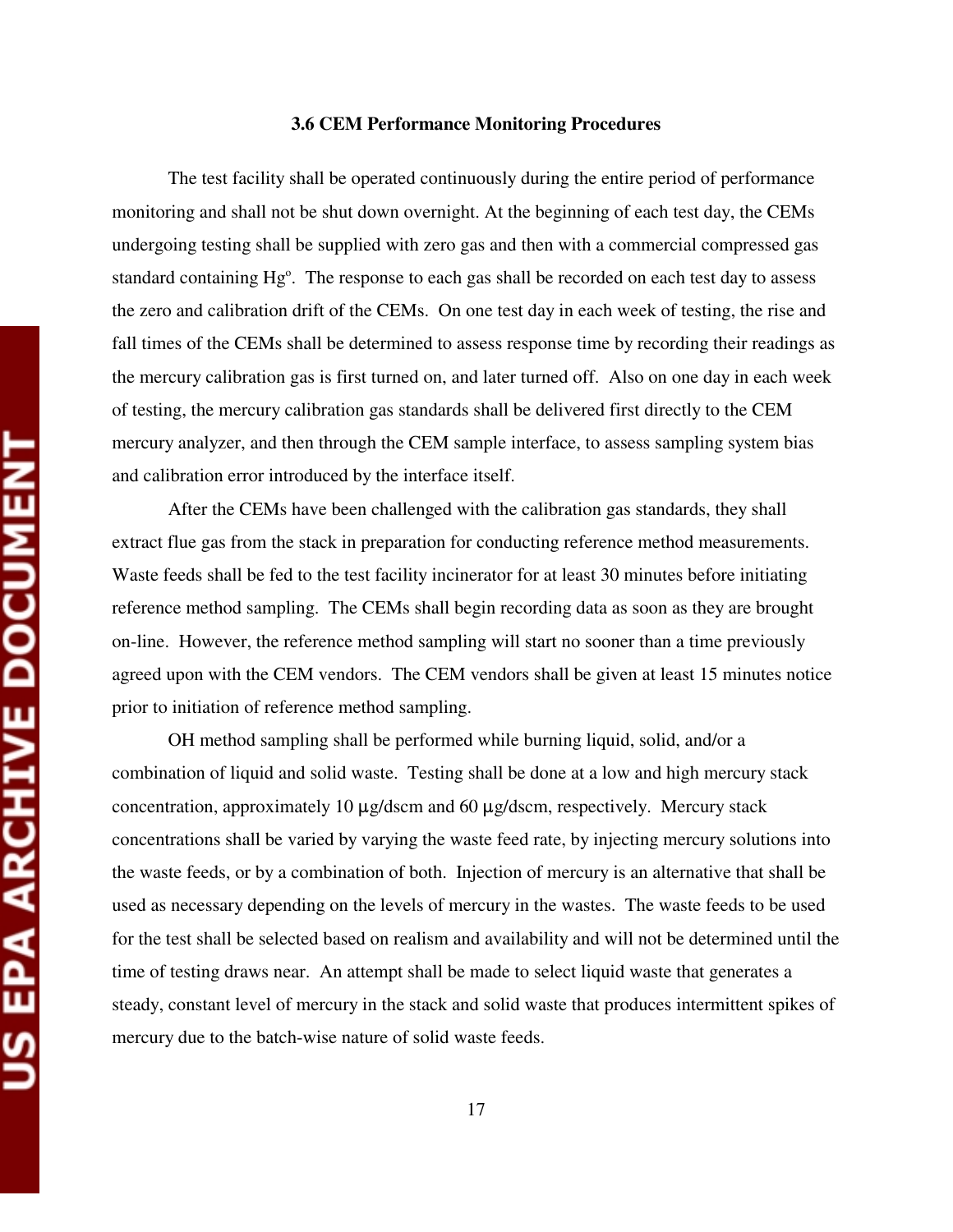### 3.6 CEM Performance Monitoring Procedures

The test facility shall be operated continuously during the entire period of performance monitoring and shall not be shut down overnight. At the beginning of each test day, the CEMs undergoing testing shall be supplied with zero gas and then with a commercial compressed gas standard containing $Hg^o$. The response to each gas shall be recorded on each test day to assess the zero and calibration drift of the CEMs. On one test day in each week of testing, the rise and fall times of the CEMs shall be determined to assess response time by recording their readings as the mercury calibration gas is first turned on, and later turned off. Also on one day in each week of testing, the mercury calibration gas standards shall be delivered first directly to the CEM mercury analyzer, and then through the CEM sample interface, to assess sampling system bias and calibration error introduced by the interface itself.

After the CEMs have been challenged with the calibration gas standards, they shall extract flue gas from the stack in preparation for conducting reference method measurements. Waste feeds shall be fed to the test facility incinerator for at least 30 minutes before initiating reference method sampling. The CEMs shall begin recording data as soon as they are brought on-line. However, the reference method sampling will start no sooner than a time previously agreed upon with the CEM vendors. The CEM vendors shall be given at least 15 minutes notice prior to initiation of reference method sampling.

OH method sampling shall be performed while burning liquid, solid, and/or a combination of liquid and solid waste. Testing shall be done at a low and high mercury stack concentration, approximately 10 µg/dscm and 60 µg/dscm, respectively. Mercury stack concentrations shall be varied by varying the waste feed rate, by injecting mercury solutions into the waste feeds, or by a combination of both. Injection of mercury is an alternative that shall be used as necessary depending on the levels of mercury in the wastes. The waste feeds to be used for the test shall be selected based on realism and availability and will not be determined until the time of testing draws near. An attempt shall be made to select liquid waste that generates a steady, constant level of mercury in the stack and solid waste that produces intermittent spikes of mercury due to the batch-wise nature of solid waste feeds.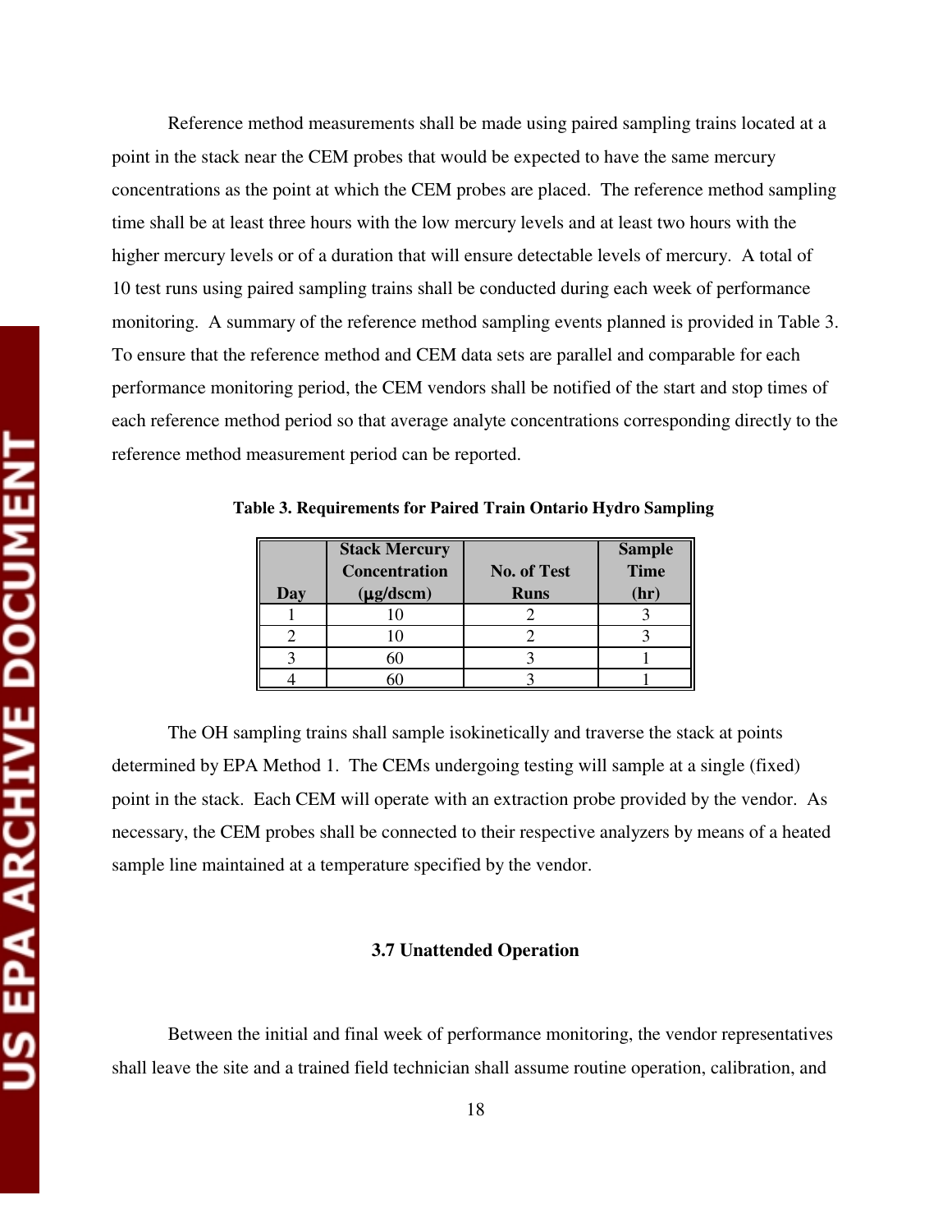Reference method measurements shall be made using paired sampling trains located at a point in the stack near the CEM probes that would be expected to have the same mercury concentrations as the point at which the CEM probes are placed. The reference method sampling time shall be at least three hours with the low mercury levels and at least two hours with the higher mercury levels or of a duration that will ensure detectable levels of mercury. A total of 10 test runs using paired sampling trains shall be conducted during each week of performance monitoring. A summary of the reference method sampling events planned is provided in Table 3. To ensure that the reference method and CEM data sets are parallel and comparable for each performance monitoring period, the CEM vendors shall be notified of the start and stop times of each reference method period so that average analyte concentrations corresponding directly to the reference method measurement period can be reported.

**Table 3. Requirements for Paired Train Ontario Hydro Sampling**

| Day | Stack Mercury Concentration (µg/dscm) | No. of Test Runs | Sample Time (hr) |
|---|---|---|---|
| 1 | 10 | 2 | 3 |
| 2 | 10 | 2 | 3 |
| 3 | 60 | 3 | 1 |
| 4 | 60 | 3 | 1 |

The OH sampling trains shall sample isokinetically and traverse the stack at points determined by EPA Method 1. The CEMs undergoing testing will sample at a single (fixed) point in the stack. Each CEM will operate with an extraction probe provided by the vendor. As necessary, the CEM probes shall be connected to their respective analyzers by means of a heated sample line maintained at a temperature specified by the vendor.

### 3.7 Unattended Operation

Between the initial and final week of performance monitoring, the vendor representatives shall leave the site and a trained field technician shall assume routine operation, calibration, and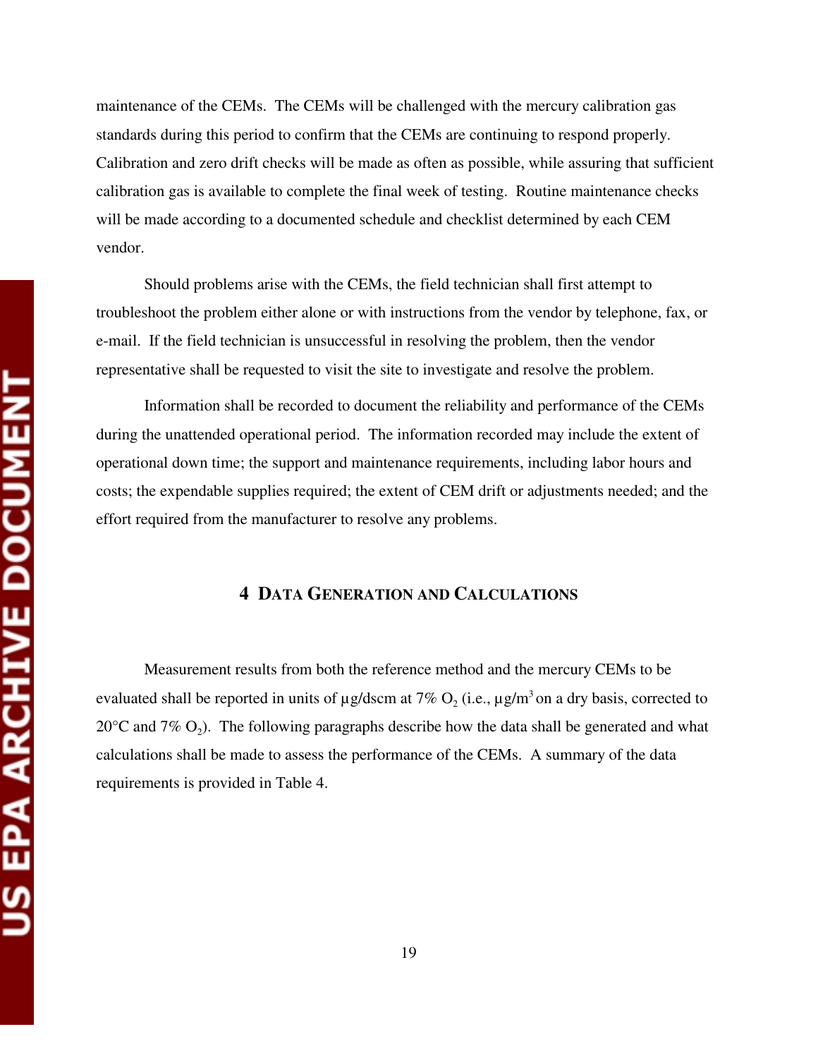maintenance of the CEMs. The CEMs will be challenged with the mercury calibration gas standards during this period to confirm that the CEMs are continuing to respond properly. Calibration and zero drift checks will be made as often as possible, while assuring that sufficient calibration gas is available to complete the final week of testing. Routine maintenance checks will be made according to a documented schedule and checklist determined by each CEM vendor.

Should problems arise with the CEMs, the field technician shall first attempt to troubleshoot the problem either alone or with instructions from the vendor by telephone, fax, or e-mail. If the field technician is unsuccessful in resolving the problem, then the vendor representative shall be requested to visit the site to investigate and resolve the problem.

Information shall be recorded to document the reliability and performance of the CEMs during the unattended operational period. The information recorded may include the extent of operational down time; the support and maintenance requirements, including labor hours and costs; the expendable supplies required; the extent of CEM drift or adjustments needed; and the effort required from the manufacturer to resolve any problems.

# 4 DATA GENERATION AND CALCULATIONS

Measurement results from both the reference method and the mercury CEMs to be evaluated shall be reported in units of µg/dscm at 7% $O_2$ (i.e., µg/$m^3$ on a dry basis, corrected to 20°C and 7% $O_2$). The following paragraphs describe how the data shall be generated and what calculations shall be made to assess the performance of the CEMs. A summary of the data requirements is provided in Table 4.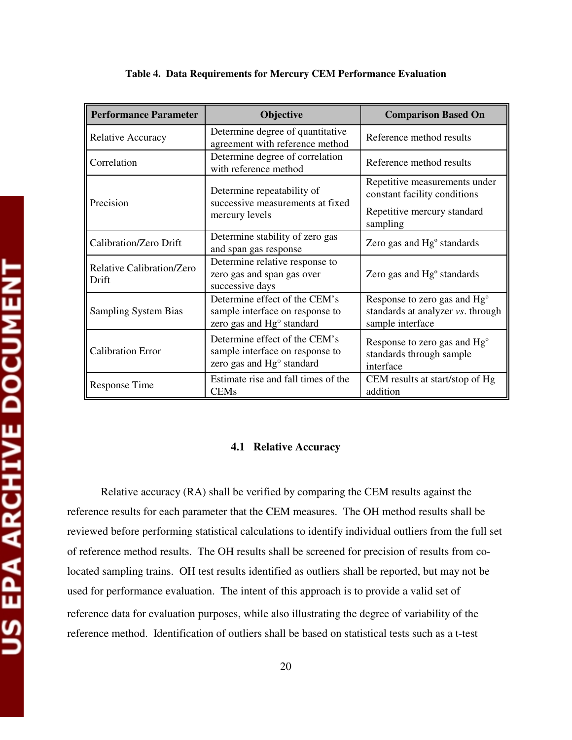**Table 4. Data Requirements for Mercury CEM Performance Evaluation**

| Performance Parameter | Objective | Comparison Based On |
|---|---|---|
| Relative Accuracy | Determine degree of quantitative agreement with reference method | Reference method results |
| Correlation | Determine degree of correlation with reference method | Reference method results |
| Precision | Determine repeatability of successive measurements at fixed mercury levels | Repetitive measurements under constant facility conditions<br>Repetitive mercury standard sampling |
| Calibration/Zero Drift | Determine stability of zero gas and span gas response | Zero gas and $Hg^{o}$ standards |
| Relative Calibration/Zero Drift | Determine relative response to zero gas and span gas over successive days | Zero gas and $Hg^{o}$ standards |
| Sampling System Bias | Determine effect of the CEM's sample interface on response to zero gas and $Hg^{\circ}$ standard | Response to zero gas and $Hg^{o}$ standards at analyzer *vs*. through sample interface |
| Calibration Error | Determine effect of the CEM's sample interface on response to zero gas and $Hg^{\circ}$ standard | Response to zero gas and $Hg^{o}$ standards through sample interface |
| Response Time | Estimate rise and fall times of the CEMs | CEM results at start/stop of Hg addition |

### 4.1 Relative Accuracy

Relative accuracy (RA) shall be verified by comparing the CEM results against the reference results for each parameter that the CEM measures. The OH method results shall be reviewed before performing statistical calculations to identify individual outliers from the full set of reference method results. The OH results shall be screened for precision of results from co-located sampling trains. OH test results identified as outliers shall be reported, but may not be used for performance evaluation. The intent of this approach is to provide a valid set of reference data for evaluation purposes, while also illustrating the degree of variability of the reference method. Identification of outliers shall be based on statistical tests such as a t-test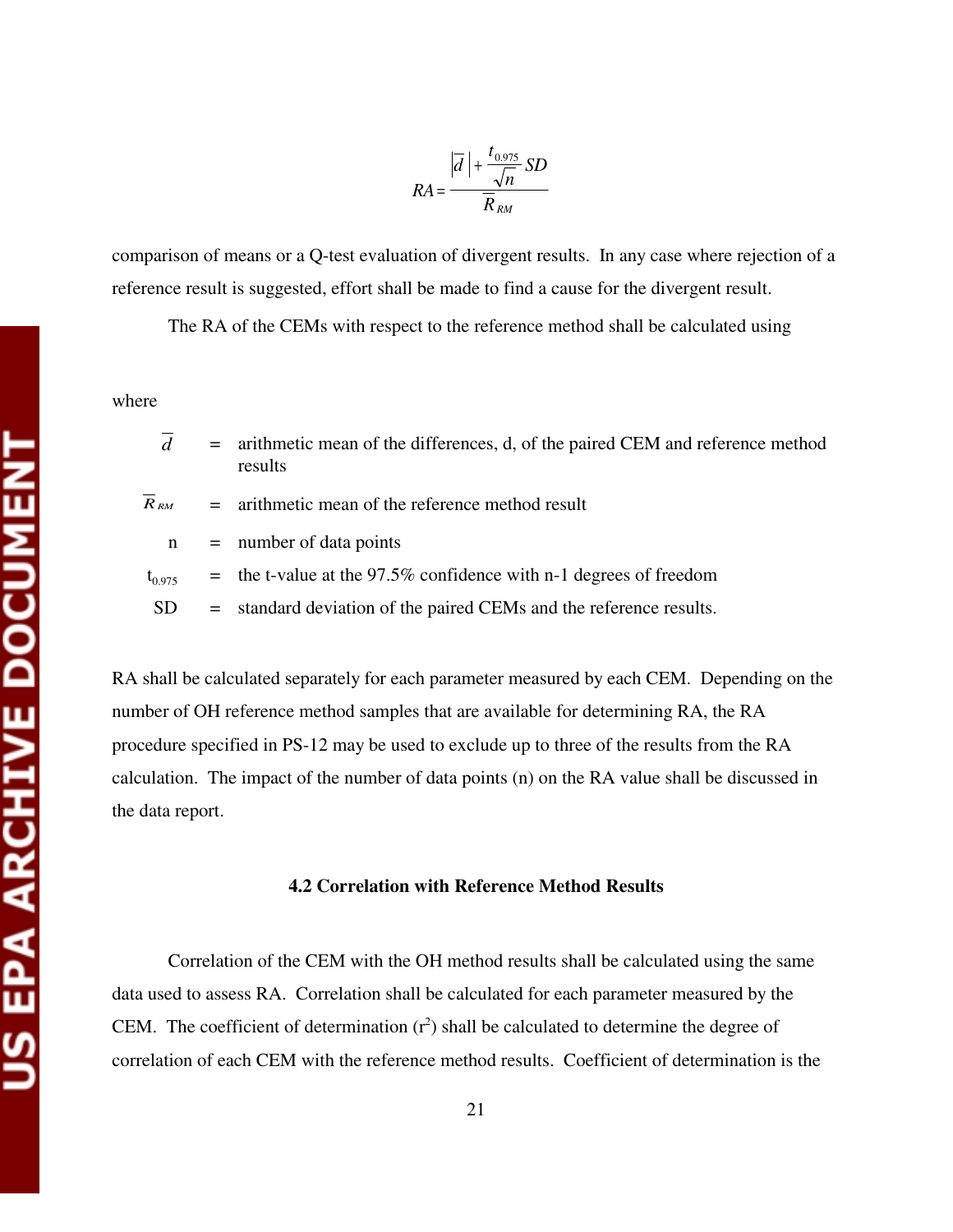$$RA = \frac{\left|\overline{d}\right| + \frac{t_{0.975}}{\sqrt{n}} SD}{\overline{R}_{RM}}$$

comparison of means or a Q-test evaluation of divergent results. In any case where rejection of a reference result is suggested, effort shall be made to find a cause for the divergent result.

The RA of the CEMs with respect to the reference method shall be calculated using

where

$\overline{d}$ = arithmetic mean of the differences, d, of the paired CEM and reference method results

$\overline{R}_{RM}$ = arithmetic mean of the reference method result

n = number of data points

$t_{0.975}$ = the t-value at the 97.5% confidence with n-1 degrees of freedom

SD = standard deviation of the paired CEMs and the reference results.

RA shall be calculated separately for each parameter measured by each CEM. Depending on the number of OH reference method samples that are available for determining RA, the RA procedure specified in PS-12 may be used to exclude up to three of the results from the RA calculation. The impact of the number of data points (n) on the RA value shall be discussed in the data report.

### 4.2 Correlation with Reference Method Results

Correlation of the CEM with the OH method results shall be calculated using the same data used to assess RA. Correlation shall be calculated for each parameter measured by the CEM. The coefficient of determination ($r^2$) shall be calculated to determine the degree of correlation of each CEM with the reference method results. Coefficient of determination is the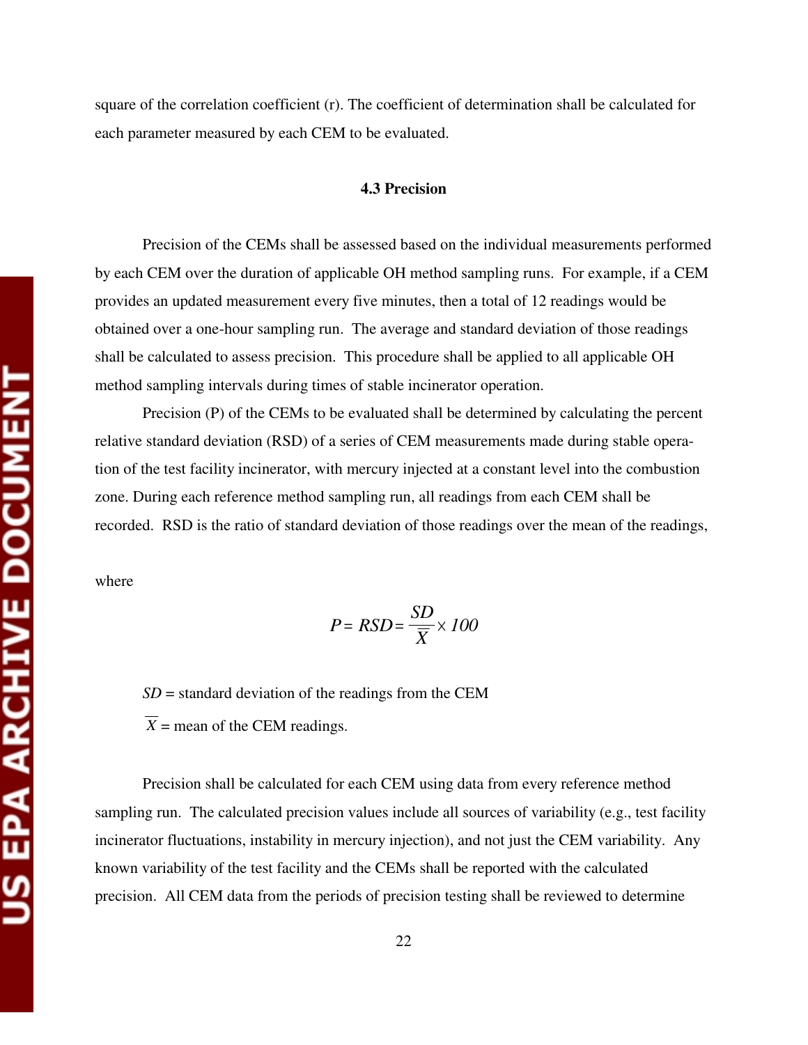square of the correlation coefficient (r). The coefficient of determination shall be calculated for each parameter measured by each CEM to be evaluated.

### 4.3 Precision

Precision of the CEMs shall be assessed based on the individual measurements performed by each CEM over the duration of applicable OH method sampling runs. For example, if a CEM provides an updated measurement every five minutes, then a total of 12 readings would be obtained over a one-hour sampling run. The average and standard deviation of those readings shall be calculated to assess precision. This procedure shall be applied to all applicable OH method sampling intervals during times of stable incinerator operation.

Precision (P) of the CEMs to be evaluated shall be determined by calculating the percent relative standard deviation (RSD) of a series of CEM measurements made during stable operation of the test facility incinerator, with mercury injected at a constant level into the combustion zone. During each reference method sampling run, all readings from each CEM shall be recorded. RSD is the ratio of standard deviation of those readings over the mean of the readings,

where

$$P = RSD = \frac{SD}{\overline{X}} \times 100$$

$SD$ = standard deviation of the readings from the CEM

$\overline{X}$ = mean of the CEM readings.

Precision shall be calculated for each CEM using data from every reference method sampling run. The calculated precision values include all sources of variability (e.g., test facility incinerator fluctuations, instability in mercury injection), and not just the CEM variability. Any known variability of the test facility and the CEMs shall be reported with the calculated precision. All CEM data from the periods of precision testing shall be reviewed to determine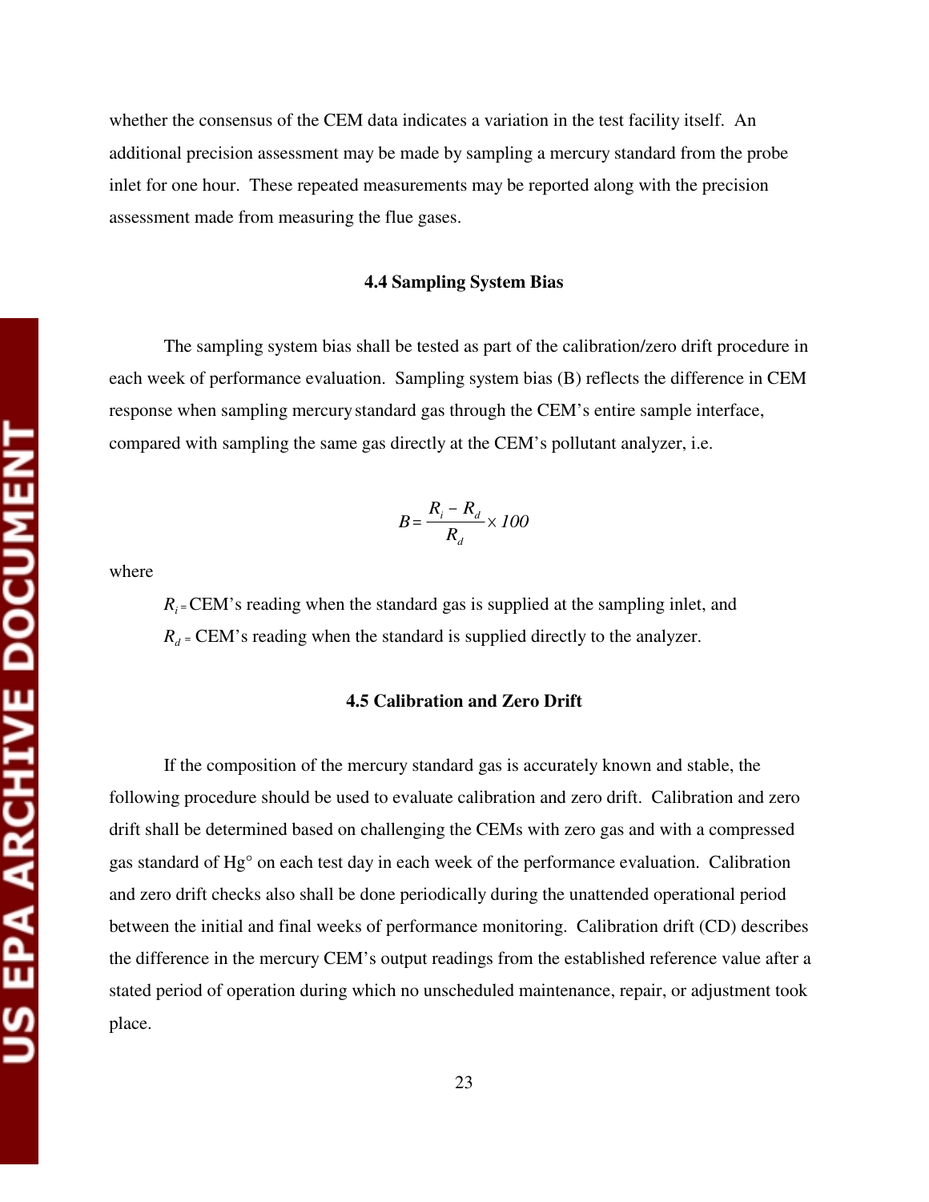whether the consensus of the CEM data indicates a variation in the test facility itself. An additional precision assessment may be made by sampling a mercury standard from the probe inlet for one hour. These repeated measurements may be reported along with the precision assessment made from measuring the flue gases.

### 4.4 Sampling System Bias

The sampling system bias shall be tested as part of the calibration/zero drift procedure in each week of performance evaluation. Sampling system bias (B) reflects the difference in CEM response when sampling mercury standard gas through the CEM's entire sample interface, compared with sampling the same gas directly at the CEM's pollutant analyzer, i.e.

$$B = \frac{R_i - R_d}{R_d} \times 100$$

where

$R_i$ = CEM's reading when the standard gas is supplied at the sampling inlet, and

$R_d$ = CEM's reading when the standard is supplied directly to the analyzer.

### 4.5 Calibration and Zero Drift

If the composition of the mercury standard gas is accurately known and stable, the following procedure should be used to evaluate calibration and zero drift. Calibration and zero drift shall be determined based on challenging the CEMs with zero gas and with a compressed gas standard of $Hg^{\circ}$ on each test day in each week of the performance evaluation. Calibration and zero drift checks also shall be done periodically during the unattended operational period between the initial and final weeks of performance monitoring. Calibration drift (CD) describes the difference in the mercury CEM's output readings from the established reference value after a stated period of operation during which no unscheduled maintenance, repair, or adjustment took place.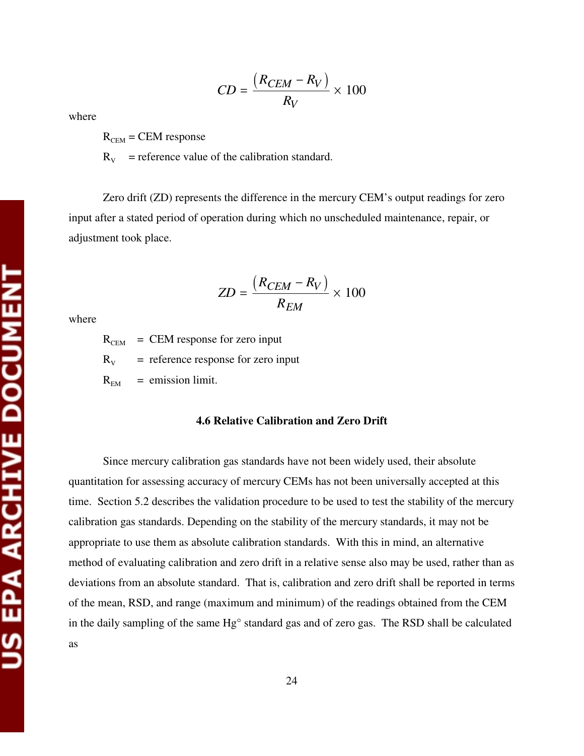$$CD = \frac{\left(R_{CEM} - R_V\right)}{R_V} \times 100$$

where

$R_{CEM}$ = CEM response

$R_V$ = reference value of the calibration standard.

Zero drift (ZD) represents the difference in the mercury CEM's output readings for zero input after a stated period of operation during which no unscheduled maintenance, repair, or adjustment took place.

$$ZD = \frac{\left(R_{CEM} - R_V\right)}{R_{EM}} \times 100$$

where

$R_{CEM}$ = CEM response for zero input

$R_V$ = reference response for zero input

$R_{EM}$ = emission limit.

### 4.6 Relative Calibration and Zero Drift

Since mercury calibration gas standards have not been widely used, their absolute quantitation for assessing accuracy of mercury CEMs has not been universally accepted at this time. Section 5.2 describes the validation procedure to be used to test the stability of the mercury calibration gas standards. Depending on the stability of the mercury standards, it may not be appropriate to use them as absolute calibration standards. With this in mind, an alternative method of evaluating calibration and zero drift in a relative sense also may be used, rather than as deviations from an absolute standard. That is, calibration and zero drift shall be reported in terms of the mean, RSD, and range (maximum and minimum) of the readings obtained from the CEM in the daily sampling of the same $Hg^{\circ}$ standard gas and of zero gas. The RSD shall be calculated as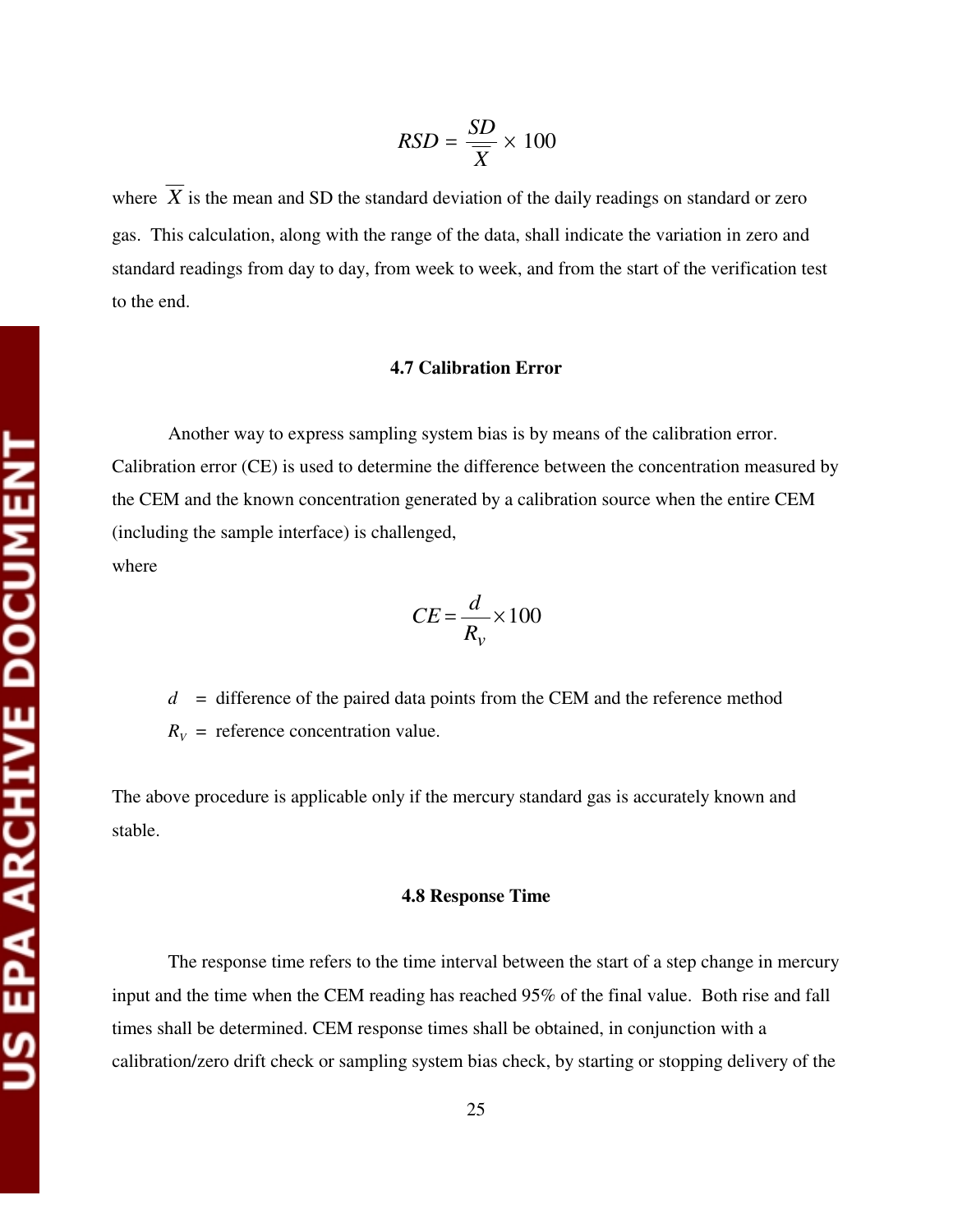$$RSD = \frac{SD}{\overline{X}} \times 100$$

where $\overline{X}$ is the mean and SD the standard deviation of the daily readings on standard or zero gas. This calculation, along with the range of the data, shall indicate the variation in zero and standard readings from day to day, from week to week, and from the start of the verification test to the end.

### 4.7 Calibration Error

Another way to express sampling system bias is by means of the calibration error. Calibration error (CE) is used to determine the difference between the concentration measured by the CEM and the known concentration generated by a calibration source when the entire CEM (including the sample interface) is challenged,

where

$$CE = \frac{d}{R_v} \times 100$$

$d$ = difference of the paired data points from the CEM and the reference method

$R_V$ = reference concentration value.

The above procedure is applicable only if the mercury standard gas is accurately known and stable.

### 4.8 Response Time

The response time refers to the time interval between the start of a step change in mercury input and the time when the CEM reading has reached 95% of the final value. Both rise and fall times shall be determined. CEM response times shall be obtained, in conjunction with a calibration/zero drift check or sampling system bias check, by starting or stopping delivery of the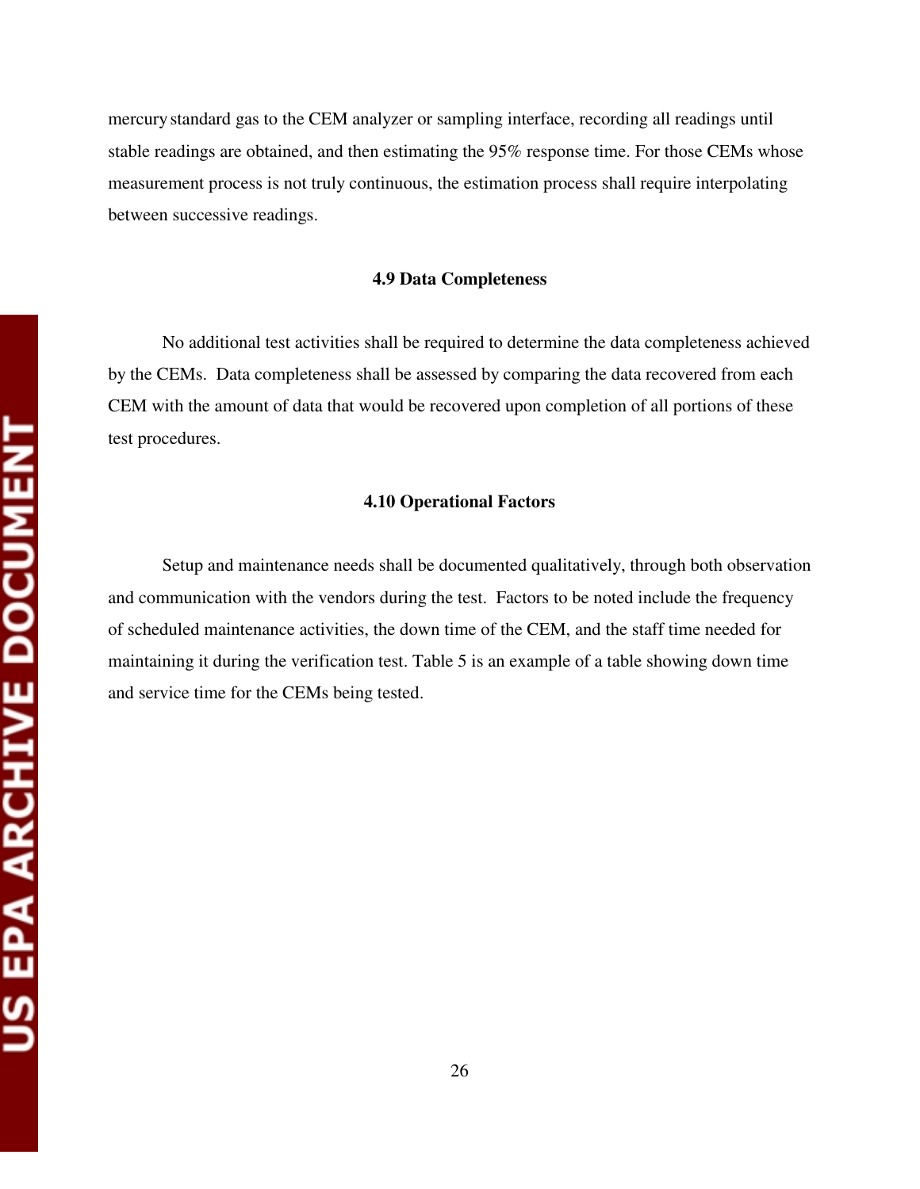mercury standard gas to the CEM analyzer or sampling interface, recording all readings until stable readings are obtained, and then estimating the 95% response time. For those CEMs whose measurement process is not truly continuous, the estimation process shall require interpolating between successive readings.

### 4.9 Data Completeness

No additional test activities shall be required to determine the data completeness achieved by the CEMs. Data completeness shall be assessed by comparing the data recovered from each CEM with the amount of data that would be recovered upon completion of all portions of these test procedures.

### 4.10 Operational Factors

Setup and maintenance needs shall be documented qualitatively, through both observation and communication with the vendors during the test. Factors to be noted include the frequency of scheduled maintenance activities, the down time of the CEM, and the staff time needed for maintaining it during the verification test. Table 5 is an example of a table showing down time and service time for the CEMs being tested.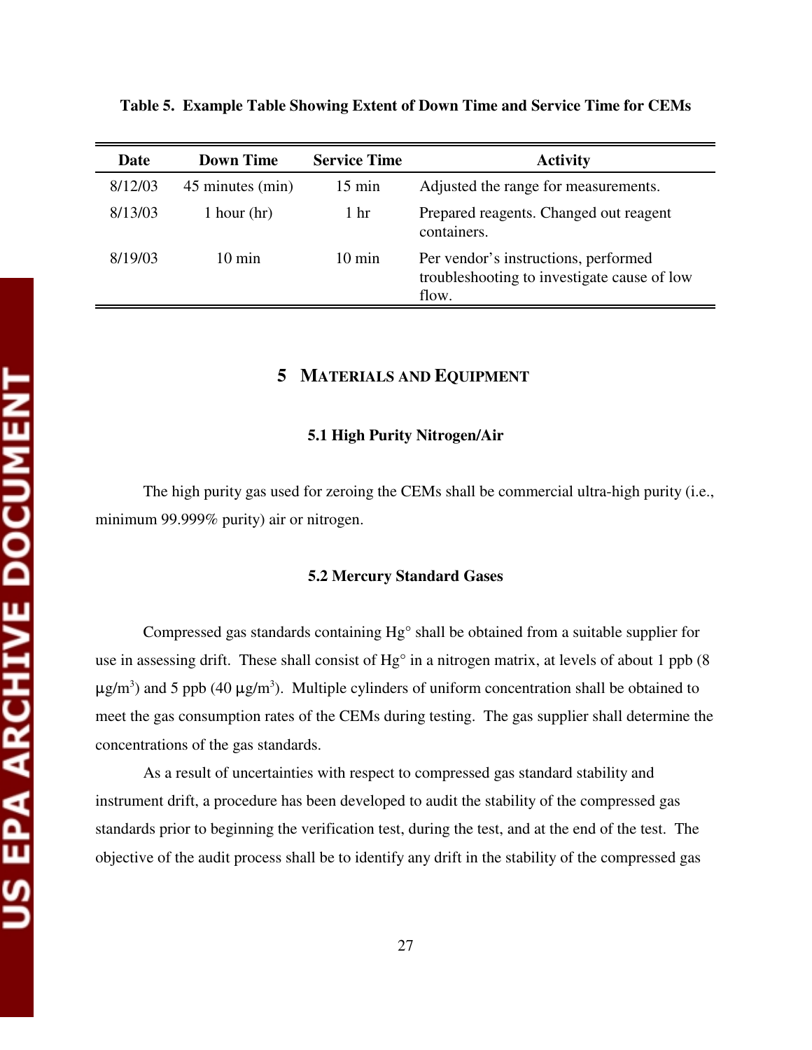**Table 5. Example Table Showing Extent of Down Time and Service Time for CEMs**

| Date | Down Time | Service Time | Activity |
|---|---|---|---|
| 8/12/03 | 45 minutes (min) | 15 min | Adjusted the range for measurements. |
| 8/13/03 | 1 hour (hr) | 1 hr | Prepared reagents. Changed out reagent containers. |
| 8/19/03 | 10 min | 10 min | Per vendor's instructions, performed troubleshooting to investigate cause of low flow. |

# 5 MATERIALS AND EQUIPMENT

## 5.1 High Purity Nitrogen/Air

The high purity gas used for zeroing the CEMs shall be commercial ultra-high purity (i.e., minimum 99.999% purity) air or nitrogen.

## 5.2 Mercury Standard Gases

Compressed gas standards containing Hg° shall be obtained from a suitable supplier for use in assessing drift. These shall consist of Hg° in a nitrogen matrix, at levels of about 1 ppb (8 $\mu g/m^3$) and 5 ppb (40 $\mu g/m^3$). Multiple cylinders of uniform concentration shall be obtained to meet the gas consumption rates of the CEMs during testing. The gas supplier shall determine the concentrations of the gas standards.

As a result of uncertainties with respect to compressed gas standard stability and instrument drift, a procedure has been developed to audit the stability of the compressed gas standards prior to beginning the verification test, during the test, and at the end of the test. The objective of the audit process shall be to identify any drift in the stability of the compressed gas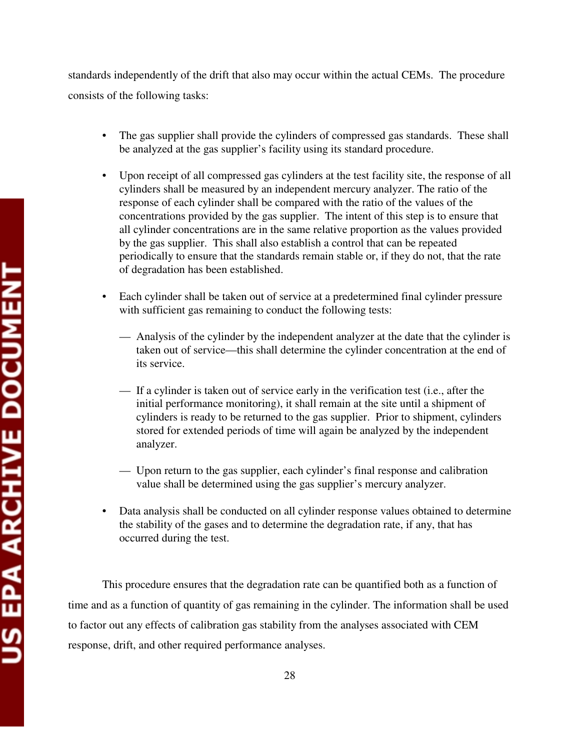standards independently of the drift that also may occur within the actual CEMs. The procedure consists of the following tasks:

- The gas supplier shall provide the cylinders of compressed gas standards. These shall be analyzed at the gas supplier's facility using its standard procedure.

- Upon receipt of all compressed gas cylinders at the test facility site, the response of all cylinders shall be measured by an independent mercury analyzer. The ratio of the response of each cylinder shall be compared with the ratio of the values of the concentrations provided by the gas supplier. The intent of this step is to ensure that all cylinder concentrations are in the same relative proportion as the values provided by the gas supplier. This shall also establish a control that can be repeated periodically to ensure that the standards remain stable or, if they do not, that the rate of degradation has been established.

- Each cylinder shall be taken out of service at a predetermined final cylinder pressure with sufficient gas remaining to conduct the following tests:

  — Analysis of the cylinder by the independent analyzer at the date that the cylinder is taken out of service—this shall determine the cylinder concentration at the end of its service.

  — If a cylinder is taken out of service early in the verification test (i.e., after the initial performance monitoring), it shall remain at the site until a shipment of cylinders is ready to be returned to the gas supplier. Prior to shipment, cylinders stored for extended periods of time will again be analyzed by the independent analyzer.

  — Upon return to the gas supplier, each cylinder's final response and calibration value shall be determined using the gas supplier's mercury analyzer.

- Data analysis shall be conducted on all cylinder response values obtained to determine the stability of the gases and to determine the degradation rate, if any, that has occurred during the test.

This procedure ensures that the degradation rate can be quantified both as a function of time and as a function of quantity of gas remaining in the cylinder. The information shall be used to factor out any effects of calibration gas stability from the analyses associated with CEM response, drift, and other required performance analyses.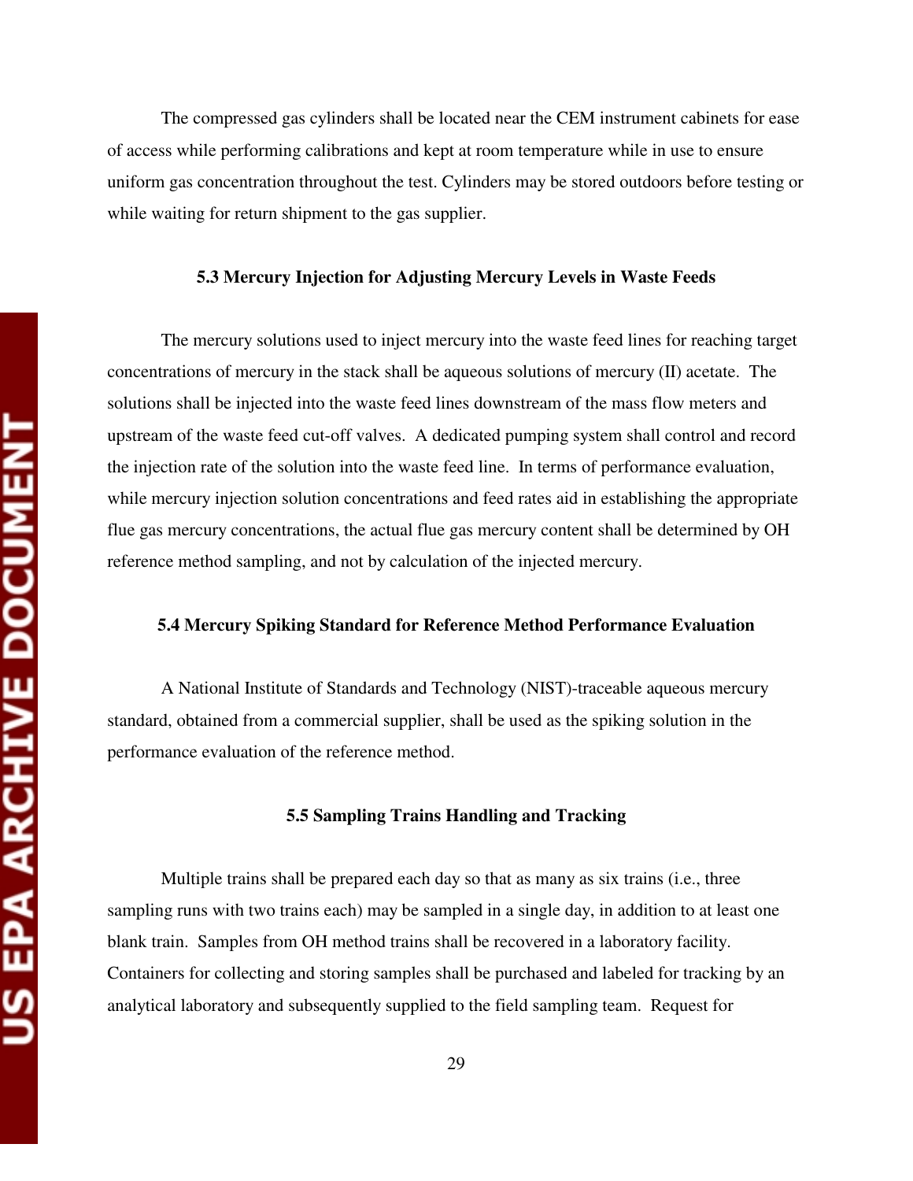The compressed gas cylinders shall be located near the CEM instrument cabinets for ease of access while performing calibrations and kept at room temperature while in use to ensure uniform gas concentration throughout the test. Cylinders may be stored outdoors before testing or while waiting for return shipment to the gas supplier.

### 5.3 Mercury Injection for Adjusting Mercury Levels in Waste Feeds

The mercury solutions used to inject mercury into the waste feed lines for reaching target concentrations of mercury in the stack shall be aqueous solutions of mercury (II) acetate. The solutions shall be injected into the waste feed lines downstream of the mass flow meters and upstream of the waste feed cut-off valves. A dedicated pumping system shall control and record the injection rate of the solution into the waste feed line. In terms of performance evaluation, while mercury injection solution concentrations and feed rates aid in establishing the appropriate flue gas mercury concentrations, the actual flue gas mercury content shall be determined by OH reference method sampling, and not by calculation of the injected mercury.

### 5.4 Mercury Spiking Standard for Reference Method Performance Evaluation

A National Institute of Standards and Technology (NIST)-traceable aqueous mercury standard, obtained from a commercial supplier, shall be used as the spiking solution in the performance evaluation of the reference method.

### 5.5 Sampling Trains Handling and Tracking

Multiple trains shall be prepared each day so that as many as six trains (i.e., three sampling runs with two trains each) may be sampled in a single day, in addition to at least one blank train. Samples from OH method trains shall be recovered in a laboratory facility. Containers for collecting and storing samples shall be purchased and labeled for tracking by an analytical laboratory and subsequently supplied to the field sampling team. Request for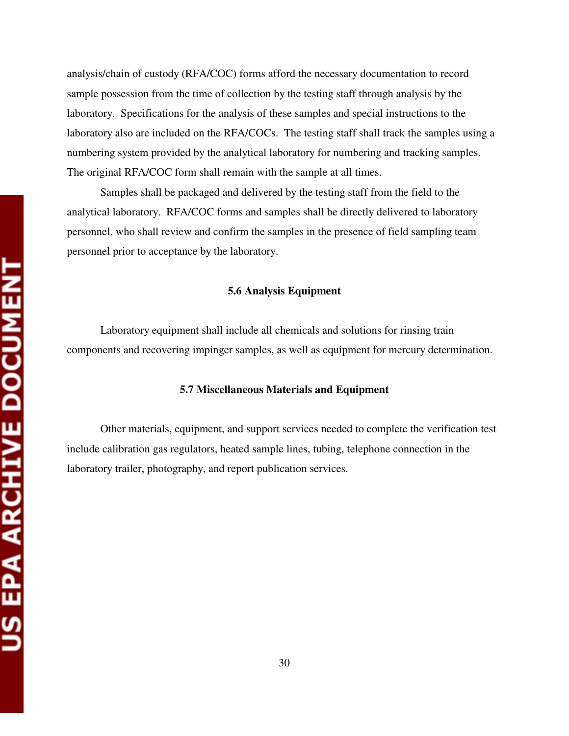analysis/chain of custody (RFA/COC) forms afford the necessary documentation to record sample possession from the time of collection by the testing staff through analysis by the laboratory. Specifications for the analysis of these samples and special instructions to the laboratory also are included on the RFA/COCs. The testing staff shall track the samples using a numbering system provided by the analytical laboratory for numbering and tracking samples. The original RFA/COC form shall remain with the sample at all times.

Samples shall be packaged and delivered by the testing staff from the field to the analytical laboratory. RFA/COC forms and samples shall be directly delivered to laboratory personnel, who shall review and confirm the samples in the presence of field sampling team personnel prior to acceptance by the laboratory.

### 5.6 Analysis Equipment

Laboratory equipment shall include all chemicals and solutions for rinsing train components and recovering impinger samples, as well as equipment for mercury determination.

### 5.7 Miscellaneous Materials and Equipment

Other materials, equipment, and support services needed to complete the verification test include calibration gas regulators, heated sample lines, tubing, telephone connection in the laboratory trailer, photography, and report publication services.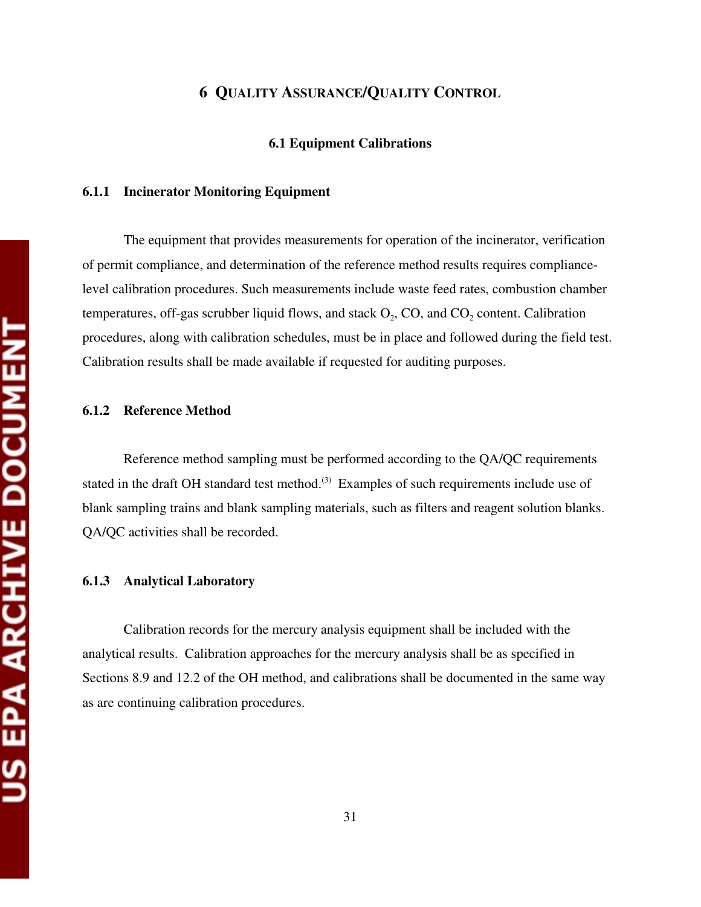# 6 QUALITY ASSURANCE/QUALITY CONTROL

## 6.1 Equipment Calibrations

### 6.1.1 Incinerator Monitoring Equipment

The equipment that provides measurements for operation of the incinerator, verification of permit compliance, and determination of the reference method results requires compliance-level calibration procedures. Such measurements include waste feed rates, combustion chamber temperatures, off-gas scrubber liquid flows, and stack $O_2$, CO, and $CO_2$ content. Calibration procedures, along with calibration schedules, must be in place and followed during the field test. Calibration results shall be made available if requested for auditing purposes.

### 6.1.2 Reference Method

Reference method sampling must be performed according to the QA/QC requirements stated in the draft OH standard test method.[3] Examples of such requirements include use of blank sampling trains and blank sampling materials, such as filters and reagent solution blanks. QA/QC activities shall be recorded.

### 6.1.3 Analytical Laboratory

Calibration records for the mercury analysis equipment shall be included with the analytical results. Calibration approaches for the mercury analysis shall be as specified in Sections 8.9 and 12.2 of the OH method, and calibrations shall be documented in the same way as are continuing calibration procedures.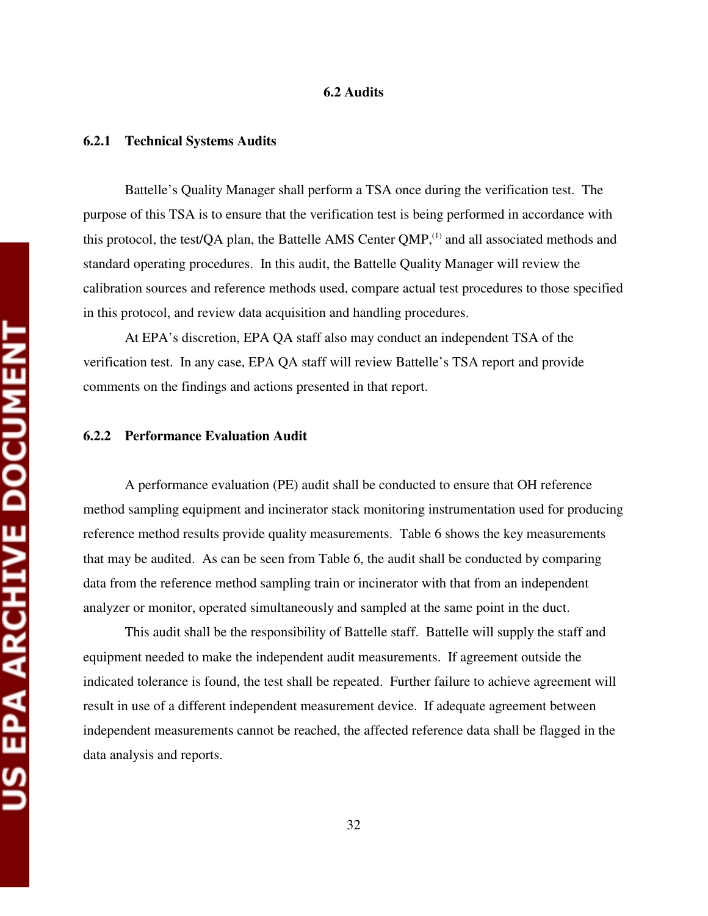## 6.2 Audits

### 6.2.1 Technical Systems Audits

Battelle's Quality Manager shall perform a TSA once during the verification test. The purpose of this TSA is to ensure that the verification test is being performed in accordance with this protocol, the test/QA plan, the Battelle AMS Center QMP,[1] and all associated methods and standard operating procedures. In this audit, the Battelle Quality Manager will review the calibration sources and reference methods used, compare actual test procedures to those specified in this protocol, and review data acquisition and handling procedures.

At EPA's discretion, EPA QA staff also may conduct an independent TSA of the verification test. In any case, EPA QA staff will review Battelle's TSA report and provide comments on the findings and actions presented in that report.

### 6.2.2 Performance Evaluation Audit

A performance evaluation (PE) audit shall be conducted to ensure that OH reference method sampling equipment and incinerator stack monitoring instrumentation used for producing reference method results provide quality measurements. Table 6 shows the key measurements that may be audited. As can be seen from Table 6, the audit shall be conducted by comparing data from the reference method sampling train or incinerator with that from an independent analyzer or monitor, operated simultaneously and sampled at the same point in the duct.

This audit shall be the responsibility of Battelle staff. Battelle will supply the staff and equipment needed to make the independent audit measurements. If agreement outside the indicated tolerance is found, the test shall be repeated. Further failure to achieve agreement will result in use of a different independent measurement device. If adequate agreement between independent measurements cannot be reached, the affected reference data shall be flagged in the data analysis and reports.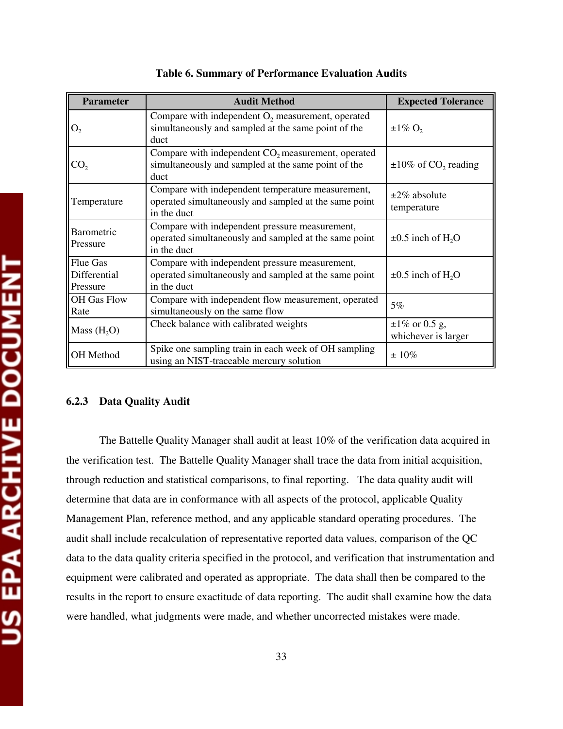**Table 6. Summary of Performance Evaluation Audits**

| Parameter | Audit Method | Expected Tolerance |
|---|---|---|
| $O_2$ | Compare with independent $O_2$ measurement, operated simultaneously and sampled at the same point of the duct | ±1% $O_2$ |
| $CO_2$ | Compare with independent $CO_2$ measurement, operated simultaneously and sampled at the same point of the duct | ±10% of $CO_2$ reading |
| Temperature | Compare with independent temperature measurement, operated simultaneously and sampled at the same point in the duct | ±2% absolute temperature |
| Barometric Pressure | Compare with independent pressure measurement, operated simultaneously and sampled at the same point in the duct | ±0.5 inch of $H_2O$ |
| Flue Gas Differential Pressure | Compare with independent pressure measurement, operated simultaneously and sampled at the same point in the duct | ±0.5 inch of $H_2O$ |
| OH Gas Flow Rate | Compare with independent flow measurement, operated simultaneously on the same flow | 5% |
| Mass ($H_2O$) | Check balance with calibrated weights | ±1% or 0.5 g, whichever is larger |
| OH Method | Spike one sampling train in each week of OH sampling using an NIST-traceable mercury solution | ± 10% |

### 6.2.3 Data Quality Audit

The Battelle Quality Manager shall audit at least 10% of the verification data acquired in the verification test. The Battelle Quality Manager shall trace the data from initial acquisition, through reduction and statistical comparisons, to final reporting. The data quality audit will determine that data are in conformance with all aspects of the protocol, applicable Quality Management Plan, reference method, and any applicable standard operating procedures. The audit shall include recalculation of representative reported data values, comparison of the QC data to the data quality criteria specified in the protocol, and verification that instrumentation and equipment were calibrated and operated as appropriate. The data shall then be compared to the results in the report to ensure exactitude of data reporting. The audit shall examine how the data were handled, what judgments were made, and whether uncorrected mistakes were made.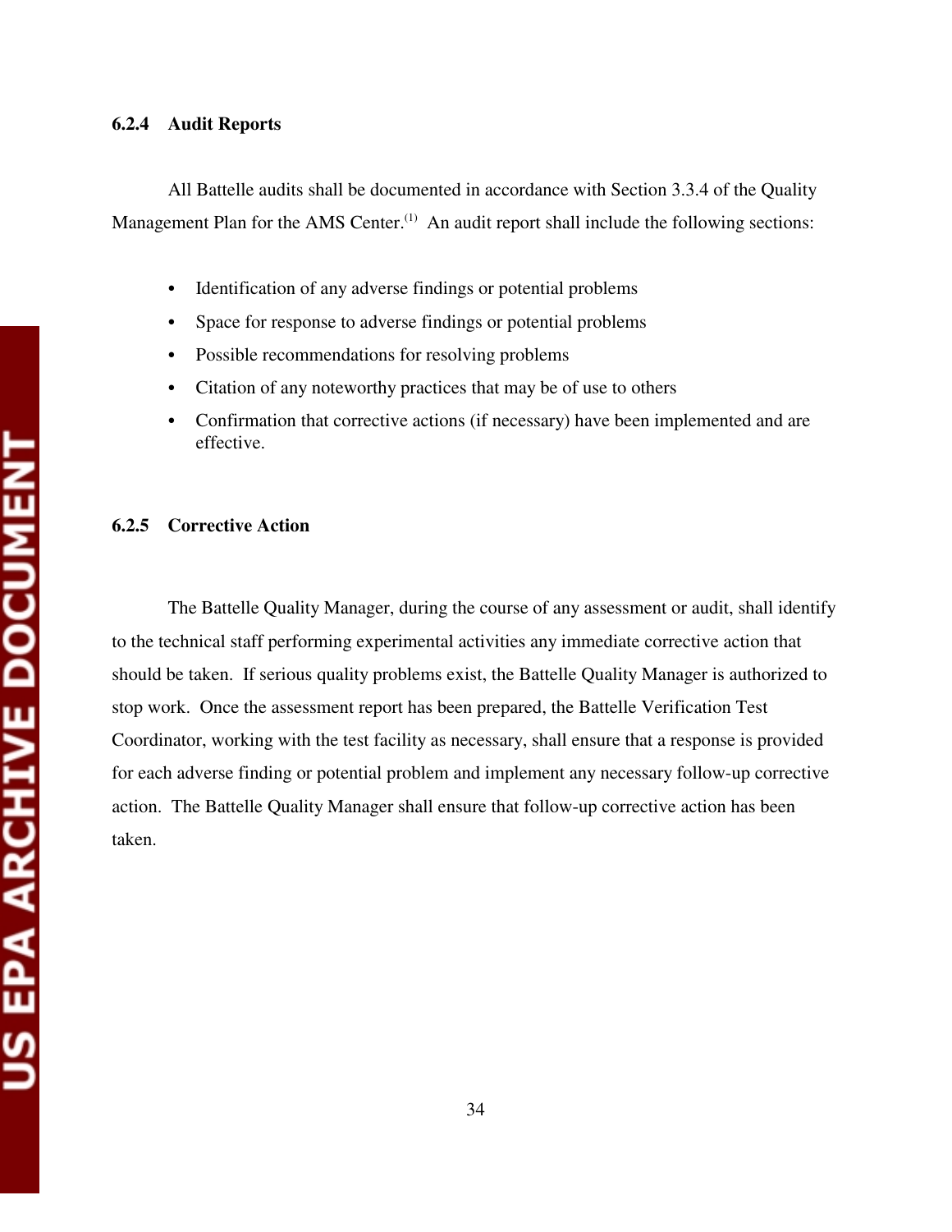### 6.2.4 Audit Reports

All Battelle audits shall be documented in accordance with Section 3.3.4 of the Quality Management Plan for the AMS Center.[1] An audit report shall include the following sections:

- Identification of any adverse findings or potential problems
- Space for response to adverse findings or potential problems
- Possible recommendations for resolving problems
- Citation of any noteworthy practices that may be of use to others
- Confirmation that corrective actions (if necessary) have been implemented and are effective.

### 6.2.5 Corrective Action

The Battelle Quality Manager, during the course of any assessment or audit, shall identify to the technical staff performing experimental activities any immediate corrective action that should be taken. If serious quality problems exist, the Battelle Quality Manager is authorized to stop work. Once the assessment report has been prepared, the Battelle Verification Test Coordinator, working with the test facility as necessary, shall ensure that a response is provided for each adverse finding or potential problem and implement any necessary follow-up corrective action. The Battelle Quality Manager shall ensure that follow-up corrective action has been taken.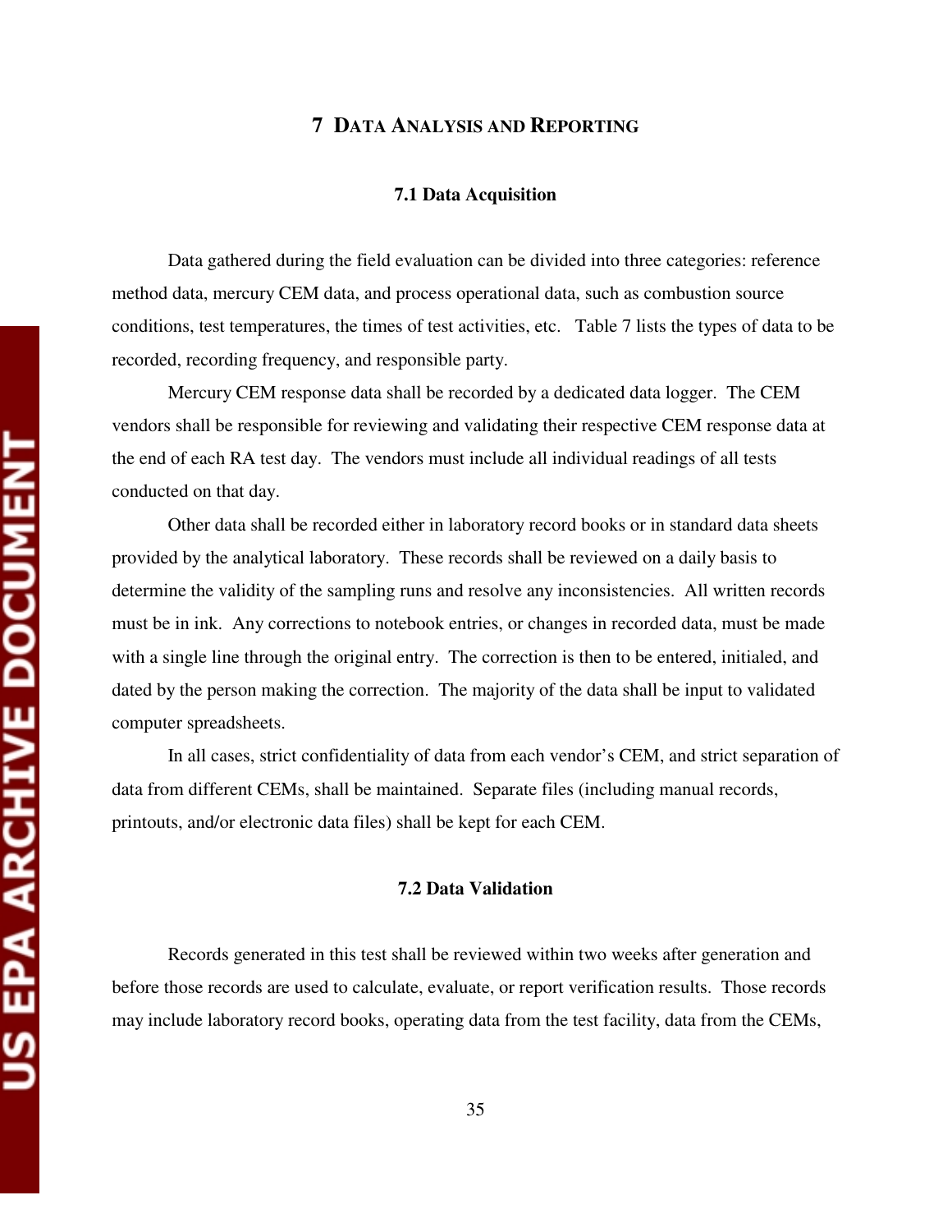# 7 DATA ANALYSIS AND REPORTING

## 7.1 Data Acquisition

Data gathered during the field evaluation can be divided into three categories: reference method data, mercury CEM data, and process operational data, such as combustion source conditions, test temperatures, the times of test activities, etc. Table 7 lists the types of data to be recorded, recording frequency, and responsible party.

Mercury CEM response data shall be recorded by a dedicated data logger. The CEM vendors shall be responsible for reviewing and validating their respective CEM response data at the end of each RA test day. The vendors must include all individual readings of all tests conducted on that day.

Other data shall be recorded either in laboratory record books or in standard data sheets provided by the analytical laboratory. These records shall be reviewed on a daily basis to determine the validity of the sampling runs and resolve any inconsistencies. All written records must be in ink. Any corrections to notebook entries, or changes in recorded data, must be made with a single line through the original entry. The correction is then to be entered, initialed, and dated by the person making the correction. The majority of the data shall be input to validated computer spreadsheets.

In all cases, strict confidentiality of data from each vendor's CEM, and strict separation of data from different CEMs, shall be maintained. Separate files (including manual records, printouts, and/or electronic data files) shall be kept for each CEM.

## 7.2 Data Validation

Records generated in this test shall be reviewed within two weeks after generation and before those records are used to calculate, evaluate, or report verification results. Those records may include laboratory record books, operating data from the test facility, data from the CEMs,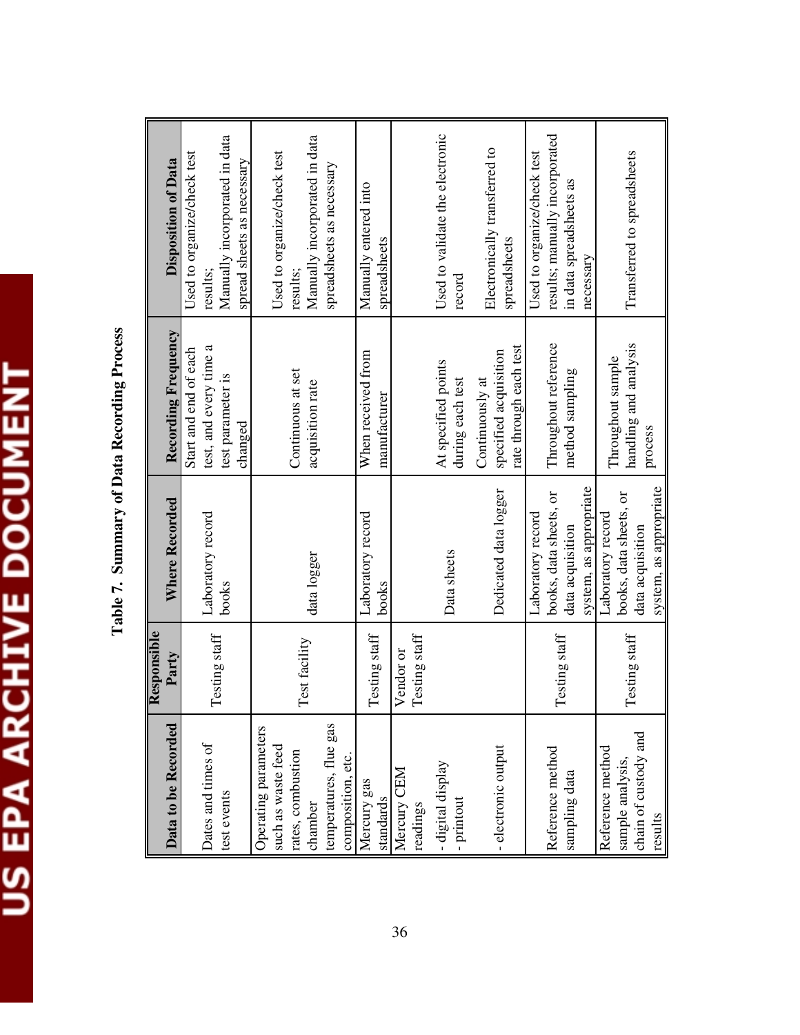**Table 7. Summary of Data Recording Process**

| Data to be Recorded | Responsible Party | Where Recorded | Recording Frequency | Disposition of Data |
|---|---|---|---|---|
| Dates and times of test events | Testing staff | Laboratory record books | Start and end of each test, and every time a test parameter is changed | Used to organize/check test results; Manually incorporated in data spread sheets as necessary |
| Operating parameters such as waste feed rates, combustion chamber temperatures, flue gas composition, etc. | Test facility | data logger | Continuous at set acquisition rate | Used to organize/check test results; Manually incorporated in data spreadsheets as necessary |
| Mercury gas standards | Testing staff | Laboratory record books | When received from manufacturer | Manually entered into spreadsheets |
| Mercury CEM readings<br>- digital display<br>- printout | Vendor or Testing staff | Data sheets | At specified points during each test | Used to validate the electronic record |
| - electronic output | | Dedicated data logger | Continuously at specified acquisition rate through each test | Electronically transferred to spreadsheets |
| Reference method sampling data | Testing staff | Laboratory record books, data sheets, or data acquisition system, as appropriate | Throughout reference method sampling | Used to organize/check test results; manually incorporated in data spreadsheets as necessary |
| Reference method sample analysis, chain of custody and results | Testing staff | Laboratory record books, data sheets, or data acquisition system, as appropriate | Throughout sample handling and analysis process | Transferred to spreadsheets |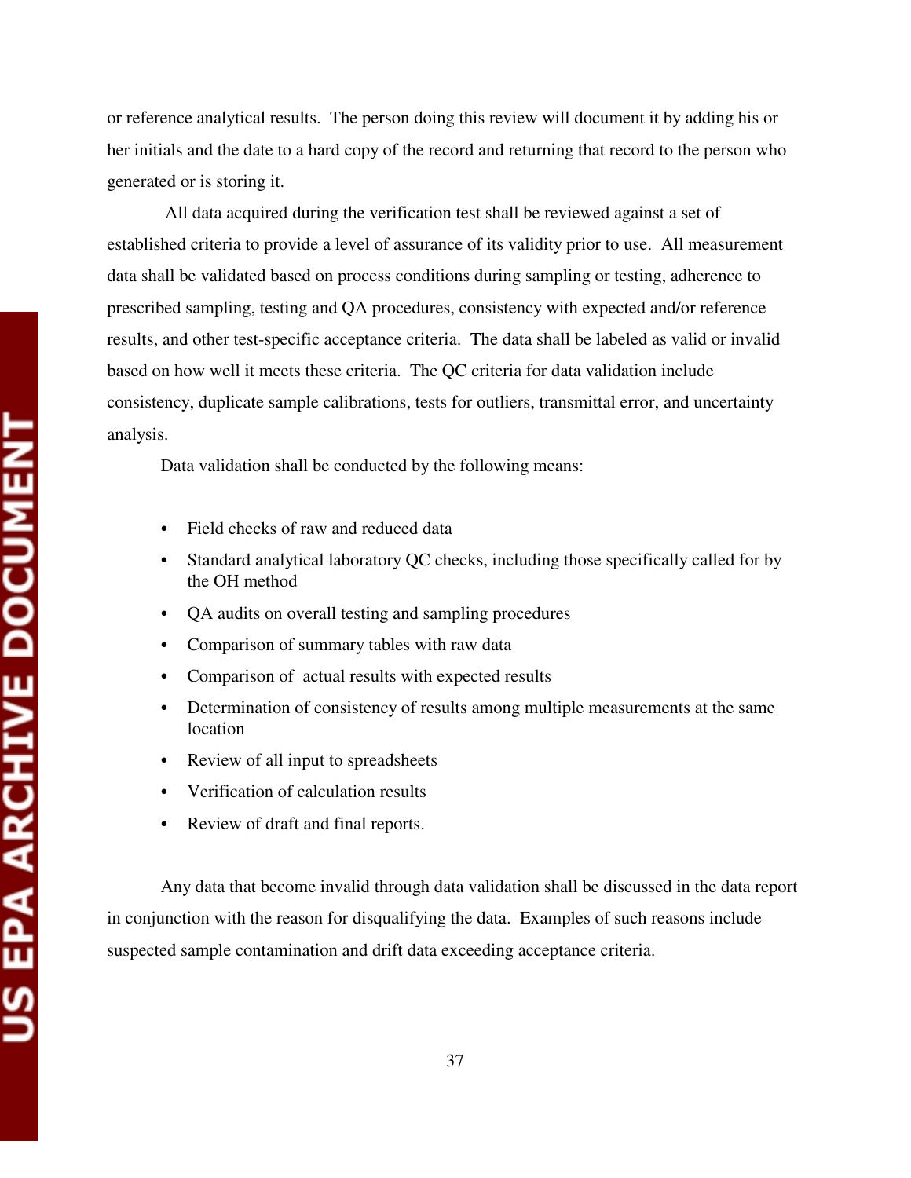or reference analytical results. The person doing this review will document it by adding his or her initials and the date to a hard copy of the record and returning that record to the person who generated or is storing it.

All data acquired during the verification test shall be reviewed against a set of established criteria to provide a level of assurance of its validity prior to use. All measurement data shall be validated based on process conditions during sampling or testing, adherence to prescribed sampling, testing and QA procedures, consistency with expected and/or reference results, and other test-specific acceptance criteria. The data shall be labeled as valid or invalid based on how well it meets these criteria. The QC criteria for data validation include consistency, duplicate sample calibrations, tests for outliers, transmittal error, and uncertainty analysis.

Data validation shall be conducted by the following means:

- Field checks of raw and reduced data
- Standard analytical laboratory QC checks, including those specifically called for by the OH method
- QA audits on overall testing and sampling procedures
- Comparison of summary tables with raw data
- Comparison of actual results with expected results
- Determination of consistency of results among multiple measurements at the same location
- Review of all input to spreadsheets
- Verification of calculation results
- Review of draft and final reports.

Any data that become invalid through data validation shall be discussed in the data report in conjunction with the reason for disqualifying the data. Examples of such reasons include suspected sample contamination and drift data exceeding acceptance criteria.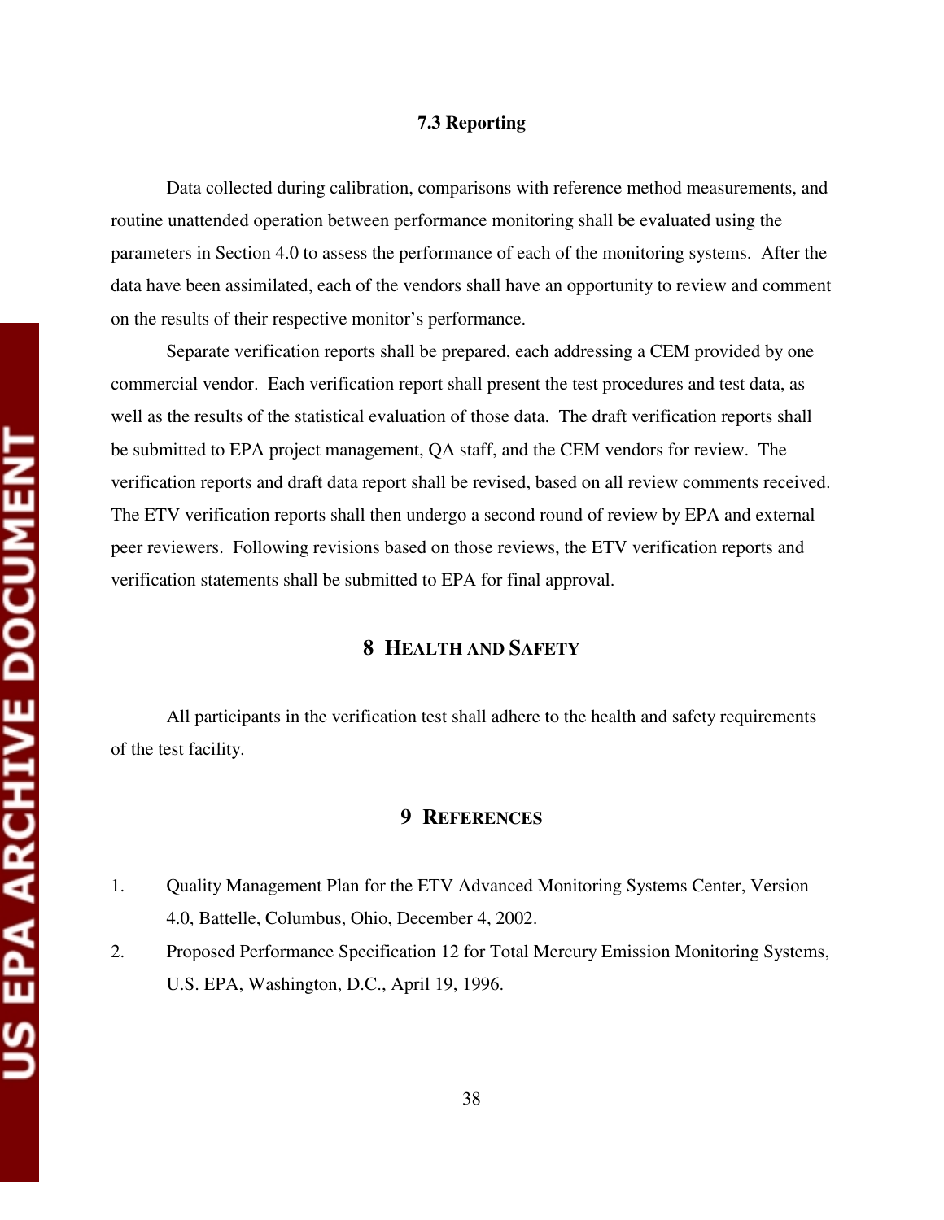### 7.3 Reporting

Data collected during calibration, comparisons with reference method measurements, and routine unattended operation between performance monitoring shall be evaluated using the parameters in Section 4.0 to assess the performance of each of the monitoring systems. After the data have been assimilated, each of the vendors shall have an opportunity to review and comment on the results of their respective monitor's performance.

Separate verification reports shall be prepared, each addressing a CEM provided by one commercial vendor. Each verification report shall present the test procedures and test data, as well as the results of the statistical evaluation of those data. The draft verification reports shall be submitted to EPA project management, QA staff, and the CEM vendors for review. The verification reports and draft data report shall be revised, based on all review comments received. The ETV verification reports shall then undergo a second round of review by EPA and external peer reviewers. Following revisions based on those reviews, the ETV verification reports and verification statements shall be submitted to EPA for final approval.

## 8 HEALTH AND SAFETY

All participants in the verification test shall adhere to the health and safety requirements of the test facility.

## 9 REFERENCES

1. Quality Management Plan for the ETV Advanced Monitoring Systems Center, Version 4.0, Battelle, Columbus, Ohio, December 4, 2002.
2. Proposed Performance Specification 12 for Total Mercury Emission Monitoring Systems, U.S. EPA, Washington, D.C., April 19, 1996.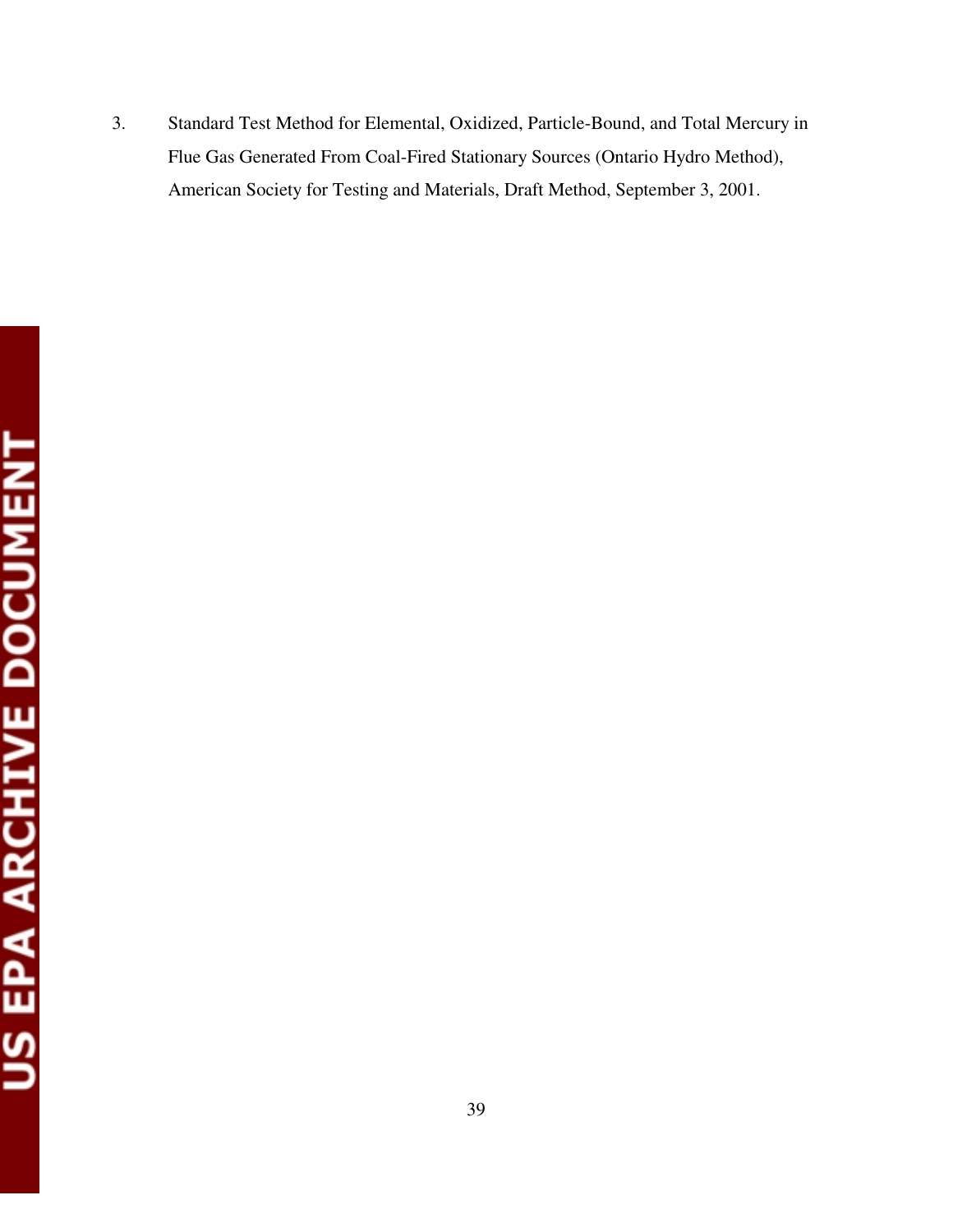3. Standard Test Method for Elemental, Oxidized, Particle-Bound, and Total Mercury in Flue Gas Generated From Coal-Fired Stationary Sources (Ontario Hydro Method), American Society for Testing and Materials, Draft Method, September 3, 2001.